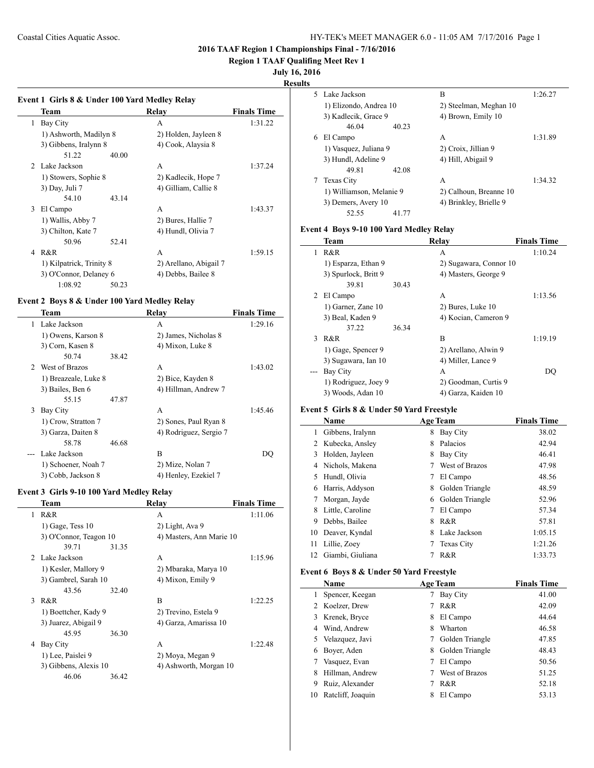# 2016 TAAF Region 1 Championships Final - 7/16/2016

**Region 1 TAAF Qualifing Meet Rev 1**

**July 16, 2016**

**Results**

### Event 1 Girls 8 & Under 100 Yard Medley Relay

| | Team | Relay | Finals Time |
|---|---|---|---|
| 1 | Bay City | A | 1:31.22 |
| | 1) Ashworth, Madilyn 8 | 2) Holden, Jayleen 8 | |
| | 3) Gibbens, Iralynn 8 | 4) Cook, Alaysia 8 | |
| | 51.22 40.00 | | |
| 2 | Lake Jackson | A | 1:37.24 |
| | 1) Stowers, Sophie 8 | 2) Kadlecik, Hope 7 | |
| | 3) Day, Juli 7 | 4) Gilliam, Callie 8 | |
| | 54.10 43.14 | | |
| 3 | El Campo | A | 1:43.37 |
| | 1) Wallis, Abby 7 | 2) Bures, Hallie 7 | |
| | 3) Chilton, Kate 7 | 4) Hundl, Olivia 7 | |
| | 50.96 52.41 | | |
| 4 | R&R | A | 1:59.15 |
| | 1) Kilpatrick, Trinity 8 | 2) Arellano, Abigail 7 | |
| | 3) O'Connor, Delaney 6 | 4) Debbs, Bailee 8 | |
| | 1:08.92 50.23 | | |

### Event 2 Boys 8 & Under 100 Yard Medley Relay

| | Team | Relay | Finals Time |
|---|---|---|---|
| 1 | Lake Jackson | A | 1:29.16 |
| | 1) Owens, Karson 8 | 2) James, Nicholas 8 | |
| | 3) Corn, Kasen 8 | 4) Mixon, Luke 8 | |
| | 50.74 38.42 | | |
| 2 | West of Brazos | A | 1:43.02 |
| | 1) Breazeale, Luke 8 | 2) Bice, Kayden 8 | |
| | 3) Bailes, Ben 6 | 4) Hillman, Andrew 7 | |
| | 55.15 47.87 | | |
| 3 | Bay City | A | 1:45.46 |
| | 1) Crow, Stratton 7 | 2) Sones, Paul Ryan 8 | |
| | 3) Garza, Daiten 8 | 4) Rodriguez, Sergio 7 | |
| | 58.78 46.68 | | |
| --- | Lake Jackson | B | DQ |
| | 1) Schoener, Noah 7 | 2) Mize, Nolan 7 | |
| | 3) Cobb, Jackson 8 | 4) Henley, Ezekiel 7 | |

### Event 3 Girls 9-10 100 Yard Medley Relay

| | Team | Relay | Finals Time |
|---|---|---|---|
| 1 | R&R | A | 1:11.06 |
| | 1) Gage, Tess 10 | 2) Light, Ava 9 | |
| | 3) O'Connor, Teagon 10 | 4) Masters, Ann Marie 10 | |
| | 39.71 31.35 | | |
| 2 | Lake Jackson | A | 1:15.96 |
| | 1) Kesler, Mallory 9 | 2) Mbaraka, Marya 10 | |
| | 3) Gambrel, Sarah 10 | 4) Mixon, Emily 9 | |
| | 43.56 32.40 | | |
| 3 | R&R | B | 1:22.25 |
| | 1) Boettcher, Kady 9 | 2) Trevino, Estela 9 | |
| | 3) Juarez, Abigail 9 | 4) Garza, Amarissa 10 | |
| | 45.95 36.30 | | |
| 4 | Bay City | A | 1:22.48 |
| | 1) Lee, Paislei 9 | 2) Moya, Megan 9 | |
| | 3) Gibbens, Alexis 10 | 4) Ashworth, Morgan 10 | |
| | 46.06 36.42 | | |
| 5 | Lake Jackson | B | 1:26.27 |
| | 1) Elizondo, Andrea 10 | 2) Steelman, Meghan 10 | |
| | 3) Kadlecik, Grace 9 | 4) Brown, Emily 10 | |
| | 46.04 40.23 | | |
| 6 | El Campo | A | 1:31.89 |
| | 1) Vasquez, Juliana 9 | 2) Croix, Jillian 9 | |
| | 3) Hundl, Adeline 9 | 4) Hill, Abigail 9 | |
| | 49.81 42.08 | | |
| 7 | Texas City | A | 1:34.32 |
| | 1) Williamson, Melanie 9 | 2) Calhoun, Breanne 10 | |
| | 3) Demers, Avery 10 | 4) Brinkley, Brielle 9 | |
| | 52.55 41.77 | | |

### Event 4 Boys 9-10 100 Yard Medley Relay

| | Team | Relay | Finals Time |
|---|---|---|---|
| 1 | R&R | A | 1:10.24 |
| | 1) Esparza, Ethan 9 | 2) Sugawara, Connor 10 | |
| | 3) Spurlock, Britt 9 | 4) Masters, George 9 | |
| | 39.81 30.43 | | |
| 2 | El Campo | A | 1:13.56 |
| | 1) Garner, Zane 10 | 2) Bures, Luke 10 | |
| | 3) Beal, Kaden 9 | 4) Kocian, Cameron 9 | |
| | 37.22 36.34 | | |
| 3 | R&R | B | 1:19.19 |
| | 1) Gage, Spencer 9 | 2) Arellano, Alwin 9 | |
| | 3) Sugawara, Ian 10 | 4) Miller, Lance 9 | |
| --- | Bay City | A | DQ |
| | 1) Rodriguez, Joey 9 | 2) Goodman, Curtis 9 | |
| | 3) Woods, Adan 10 | 4) Garza, Kaiden 10 | |

### Event 5 Girls 8 & Under 50 Yard Freestyle

| | Name | Age | Team | Finals Time |
|---|---|---|---|---|
| 1 | Gibbens, Iralynn | 8 | Bay City | 38.02 |
| 2 | Kubecka, Ansley | 8 | Palacios | 42.94 |
| 3 | Holden, Jayleen | 8 | Bay City | 46.41 |
| 4 | Nichols, Makena | 7 | West of Brazos | 47.98 |
| 5 | Hundl, Olivia | 7 | El Campo | 48.56 |
| 6 | Harris, Addyson | 8 | Golden Triangle | 48.59 |
| 7 | Morgan, Jayde | 6 | Golden Triangle | 52.96 |
| 8 | Little, Caroline | 7 | El Campo | 57.34 |
| 9 | Debbs, Bailee | 8 | R&R | 57.81 |
| 10 | Deaver, Kyndal | 8 | Lake Jackson | 1:05.15 |
| 11 | Lillie, Zoey | 7 | Texas City | 1:21.26 |
| 12 | Giambi, Giuliana | 7 | R&R | 1:33.73 |

### Event 6 Boys 8 & Under 50 Yard Freestyle

| | Name | Age | Team | Finals Time |
|---|---|---|---|---|
| 1 | Spencer, Keegan | 7 | Bay City | 41.00 |
| 2 | Koelzer, Drew | 7 | R&R | 42.09 |
| 3 | Krenek, Bryce | 8 | El Campo | 44.64 |
| 4 | Wind, Andrew | 8 | Wharton | 46.58 |
| 5 | Velazquez, Javi | 7 | Golden Triangle | 47.85 |
| 6 | Boyer, Aden | 8 | Golden Triangle | 48.43 |
| 7 | Vasquez, Evan | 7 | El Campo | 50.56 |
| 8 | Hillman, Andrew | 7 | West of Brazos | 51.25 |
| 9 | Ruiz, Alexander | 7 | R&R | 52.18 |
| 10 | Ratcliff, Joaquin | 8 | El Campo | 53.13 |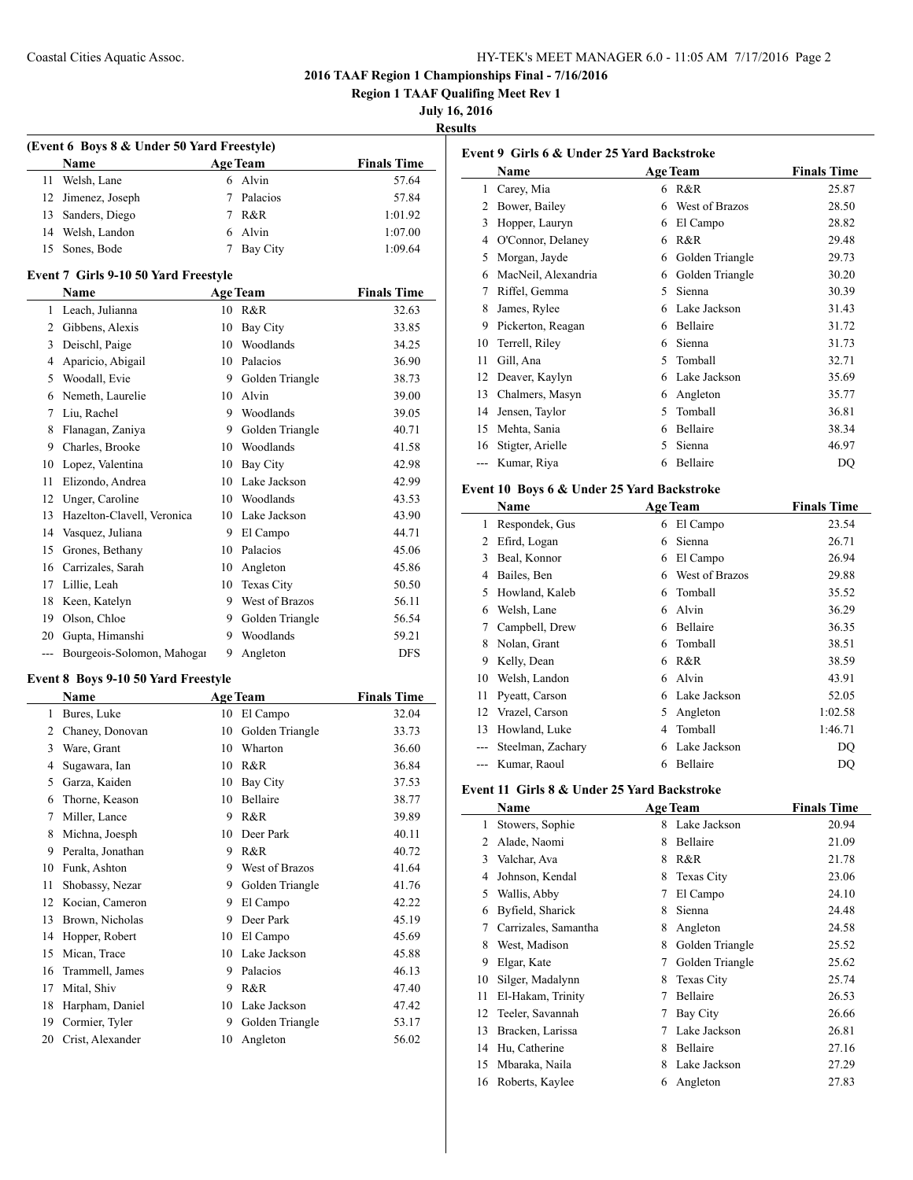## 2016 TAAF Region 1 Championships Final - 7/16/2016

**Region 1 TAAF Qualifing Meet Rev 1**

**July 16, 2016**

**Results**

### (Event 6 Boys 8 & Under 50 Yard Freestyle)

| | Name | Age | Team | Finals Time |
|---|---|---|---|---|
| 11 | Welsh, Lane | 6 | Alvin | 57.64 |
| 12 | Jimenez, Joseph | 7 | Palacios | 57.84 |
| 13 | Sanders, Diego | 7 | R&R | 1:01.92 |
| 14 | Welsh, Landon | 6 | Alvin | 1:07.00 |
| 15 | Sones, Bode | 7 | Bay City | 1:09.64 |

### Event 7 Girls 9-10 50 Yard Freestyle

| | Name | Age | Team | Finals Time |
|---|---|---|---|---|
| 1 | Leach, Julianna | 10 | R&R | 32.63 |
| 2 | Gibbens, Alexis | 10 | Bay City | 33.85 |
| 3 | Deischl, Paige | 10 | Woodlands | 34.25 |
| 4 | Aparicio, Abigail | 10 | Palacios | 36.90 |
| 5 | Woodall, Evie | 9 | Golden Triangle | 38.73 |
| 6 | Nemeth, Laurelie | 10 | Alvin | 39.00 |
| 7 | Liu, Rachel | 9 | Woodlands | 39.05 |
| 8 | Flanagan, Zaniya | 9 | Golden Triangle | 40.71 |
| 9 | Charles, Brooke | 10 | Woodlands | 41.58 |
| 10 | Lopez, Valentina | 10 | Bay City | 42.98 |
| 11 | Elizondo, Andrea | 10 | Lake Jackson | 42.99 |
| 12 | Unger, Caroline | 10 | Woodlands | 43.53 |
| 13 | Hazelton-Clavell, Veronica | 10 | Lake Jackson | 43.90 |
| 14 | Vasquez, Juliana | 9 | El Campo | 44.71 |
| 15 | Grones, Bethany | 10 | Palacios | 45.06 |
| 16 | Carrizales, Sarah | 10 | Angleton | 45.86 |
| 17 | Lillie, Leah | 10 | Texas City | 50.50 |
| 18 | Keen, Katelyn | 9 | West of Brazos | 56.11 |
| 19 | Olson, Chloe | 9 | Golden Triangle | 56.54 |
| 20 | Gupta, Himanshi | 9 | Woodlands | 59.21 |
| --- | Bourgeois-Solomon, Mahogar | 9 | Angleton | DFS |

### Event 8 Boys 9-10 50 Yard Freestyle

| | Name | Age | Team | Finals Time |
|---|---|---|---|---|
| 1 | Bures, Luke | 10 | El Campo | 32.04 |
| 2 | Chaney, Donovan | 10 | Golden Triangle | 33.73 |
| 3 | Ware, Grant | 10 | Wharton | 36.60 |
| 4 | Sugawara, Ian | 10 | R&R | 36.84 |
| 5 | Garza, Kaiden | 10 | Bay City | 37.53 |
| 6 | Thorne, Keason | 10 | Bellaire | 38.77 |
| 7 | Miller, Lance | 9 | R&R | 39.89 |
| 8 | Michna, Joesph | 10 | Deer Park | 40.11 |
| 9 | Peralta, Jonathan | 9 | R&R | 40.72 |
| 10 | Funk, Ashton | 9 | West of Brazos | 41.64 |
| 11 | Shobassy, Nezar | 9 | Golden Triangle | 41.76 |
| 12 | Kocian, Cameron | 9 | El Campo | 42.22 |
| 13 | Brown, Nicholas | 9 | Deer Park | 45.19 |
| 14 | Hopper, Robert | 10 | El Campo | 45.69 |
| 15 | Mican, Trace | 10 | Lake Jackson | 45.88 |
| 16 | Trammell, James | 9 | Palacios | 46.13 |
| 17 | Mital, Shiv | 9 | R&R | 47.40 |
| 18 | Harpham, Daniel | 10 | Lake Jackson | 47.42 |
| 19 | Cormier, Tyler | 9 | Golden Triangle | 53.17 |
| 20 | Crist, Alexander | 10 | Angleton | 56.02 |

### Event 9 Girls 6 & Under 25 Yard Backstroke

| | Name | Age | Team | Finals Time |
|---|---|---|---|---|
| 1 | Carey, Mia | 6 | R&R | 25.87 |
| 2 | Bower, Bailey | 6 | West of Brazos | 28.50 |
| 3 | Hopper, Lauryn | 6 | El Campo | 28.82 |
| 4 | O'Connor, Delaney | 6 | R&R | 29.48 |
| 5 | Morgan, Jayde | 6 | Golden Triangle | 29.73 |
| 6 | MacNeil, Alexandria | 6 | Golden Triangle | 30.20 |
| 7 | Riffel, Gemma | 5 | Sienna | 30.39 |
| 8 | James, Rylee | 6 | Lake Jackson | 31.43 |
| 9 | Pickerton, Reagan | 6 | Bellaire | 31.72 |
| 10 | Terrell, Riley | 6 | Sienna | 31.73 |
| 11 | Gill, Ana | 5 | Tomball | 32.71 |
| 12 | Deaver, Kaylyn | 6 | Lake Jackson | 35.69 |
| 13 | Chalmers, Masyn | 6 | Angleton | 35.77 |
| 14 | Jensen, Taylor | 5 | Tomball | 36.81 |
| 15 | Mehta, Sania | 6 | Bellaire | 38.34 |
| 16 | Stigter, Arielle | 5 | Sienna | 46.97 |
| --- | Kumar, Riya | 6 | Bellaire | DQ |

### Event 10 Boys 6 & Under 25 Yard Backstroke

| | Name | Age | Team | Finals Time |
|---|---|---|---|---|
| 1 | Respondek, Gus | 6 | El Campo | 23.54 |
| 2 | Efird, Logan | 6 | Sienna | 26.71 |
| 3 | Beal, Konnor | 6 | El Campo | 26.94 |
| 4 | Bailes, Ben | 6 | West of Brazos | 29.88 |
| 5 | Howland, Kaleb | 6 | Tomball | 35.52 |
| 6 | Welsh, Lane | 6 | Alvin | 36.29 |
| 7 | Campbell, Drew | 6 | Bellaire | 36.35 |
| 8 | Nolan, Grant | 6 | Tomball | 38.51 |
| 9 | Kelly, Dean | 6 | R&R | 38.59 |
| 10 | Welsh, Landon | 6 | Alvin | 43.91 |
| 11 | Pyeatt, Carson | 6 | Lake Jackson | 52.05 |
| 12 | Vrazel, Carson | 5 | Angleton | 1:02.58 |
| 13 | Howland, Luke | 4 | Tomball | 1:46.71 |
| --- | Steelman, Zachary | 6 | Lake Jackson | DQ |
| --- | Kumar, Raoul | 6 | Bellaire | DQ |

### Event 11 Girls 8 & Under 25 Yard Backstroke

| | Name | Age | Team | Finals Time |
|---|---|---|---|---|
| 1 | Stowers, Sophie | 8 | Lake Jackson | 20.94 |
| 2 | Alade, Naomi | 8 | Bellaire | 21.09 |
| 3 | Valchar, Ava | 8 | R&R | 21.78 |
| 4 | Johnson, Kendal | 8 | Texas City | 23.06 |
| 5 | Wallis, Abby | 7 | El Campo | 24.10 |
| 6 | Byfield, Sharick | 8 | Sienna | 24.48 |
| 7 | Carrizales, Samantha | 8 | Angleton | 24.58 |
| 8 | West, Madison | 8 | Golden Triangle | 25.52 |
| 9 | Elgar, Kate | 7 | Golden Triangle | 25.62 |
| 10 | Silger, Madalynn | 8 | Texas City | 25.74 |
| 11 | El-Hakam, Trinity | 7 | Bellaire | 26.53 |
| 12 | Teeler, Savannah | 7 | Bay City | 26.66 |
| 13 | Bracken, Larissa | 7 | Lake Jackson | 26.81 |
| 14 | Hu, Catherine | 8 | Bellaire | 27.16 |
| 15 | Mbaraka, Naila | 8 | Lake Jackson | 27.29 |
| 16 | Roberts, Kaylee | 6 | Angleton | 27.83 |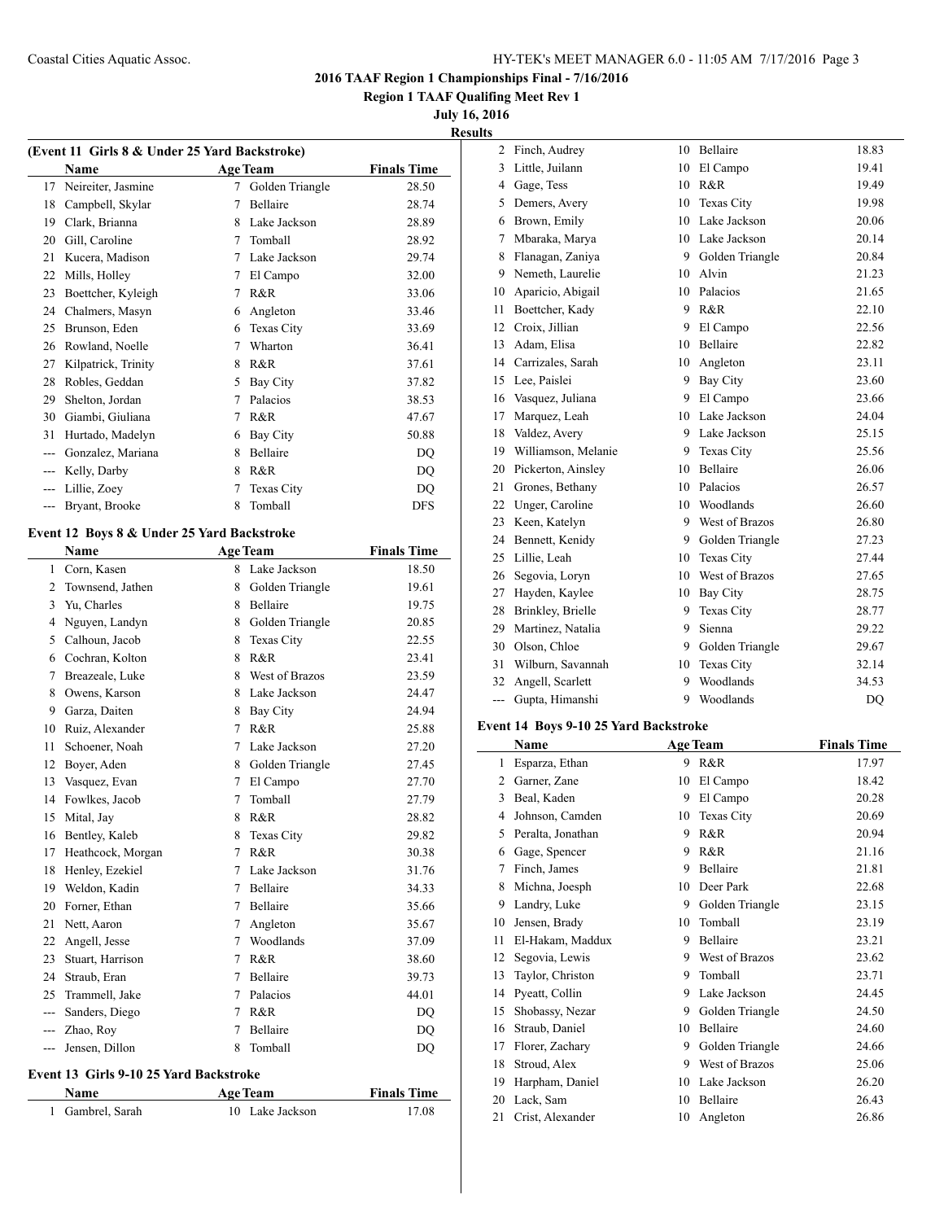## 2016 TAAF Region 1 Championships Final - 7/16/2016

**Region 1 TAAF Qualifing Meet Rev 1**

**July 16, 2016**

**Results**

### (Event 11 Girls 8 & Under 25 Yard Backstroke)

| | Name | Age | Team | Finals Time |
|---|---|---|---|---|
| 17 | Neireiter, Jasmine | 7 | Golden Triangle | 28.50 |
| 18 | Campbell, Skylar | 7 | Bellaire | 28.74 |
| 19 | Clark, Brianna | 8 | Lake Jackson | 28.89 |
| 20 | Gill, Caroline | 7 | Tomball | 28.92 |
| 21 | Kucera, Madison | 7 | Lake Jackson | 29.74 |
| 22 | Mills, Holley | 7 | El Campo | 32.00 |
| 23 | Boettcher, Kyleigh | 7 | R&R | 33.06 |
| 24 | Chalmers, Masyn | 6 | Angleton | 33.46 |
| 25 | Brunson, Eden | 6 | Texas City | 33.69 |
| 26 | Rowland, Noelle | 7 | Wharton | 36.41 |
| 27 | Kilpatrick, Trinity | 8 | R&R | 37.61 |
| 28 | Robles, Geddan | 5 | Bay City | 37.82 |
| 29 | Shelton, Jordan | 7 | Palacios | 38.53 |
| 30 | Giambi, Giuliana | 7 | R&R | 47.67 |
| 31 | Hurtado, Madelyn | 6 | Bay City | 50.88 |
| --- | Gonzalez, Mariana | 8 | Bellaire | DQ |
| --- | Kelly, Darby | 8 | R&R | DQ |
| --- | Lillie, Zoey | 7 | Texas City | DQ |
| --- | Bryant, Brooke | 8 | Tomball | DFS |

### Event 12 Boys 8 & Under 25 Yard Backstroke

| | Name | Age | Team | Finals Time |
|---|---|---|---|---|
| 1 | Corn, Kasen | 8 | Lake Jackson | 18.50 |
| 2 | Townsend, Jathen | 8 | Golden Triangle | 19.61 |
| 3 | Yu, Charles | 8 | Bellaire | 19.75 |
| 4 | Nguyen, Landyn | 8 | Golden Triangle | 20.85 |
| 5 | Calhoun, Jacob | 8 | Texas City | 22.55 |
| 6 | Cochran, Kolton | 8 | R&R | 23.41 |
| 7 | Breazeale, Luke | 8 | West of Brazos | 23.59 |
| 8 | Owens, Karson | 8 | Lake Jackson | 24.47 |
| 9 | Garza, Daiten | 8 | Bay City | 24.94 |
| 10 | Ruiz, Alexander | 7 | R&R | 25.88 |
| 11 | Schoener, Noah | 7 | Lake Jackson | 27.20 |
| 12 | Boyer, Aden | 8 | Golden Triangle | 27.45 |
| 13 | Vasquez, Evan | 7 | El Campo | 27.70 |
| 14 | Fowlkes, Jacob | 7 | Tomball | 27.79 |
| 15 | Mital, Jay | 8 | R&R | 28.82 |
| 16 | Bentley, Kaleb | 8 | Texas City | 29.82 |
| 17 | Heathcock, Morgan | 7 | R&R | 30.38 |
| 18 | Henley, Ezekiel | 7 | Lake Jackson | 31.76 |
| 19 | Weldon, Kadin | 7 | Bellaire | 34.33 |
| 20 | Forner, Ethan | 7 | Bellaire | 35.66 |
| 21 | Nett, Aaron | 7 | Angleton | 35.67 |
| 22 | Angell, Jesse | 7 | Woodlands | 37.09 |
| 23 | Stuart, Harrison | 7 | R&R | 38.60 |
| 24 | Straub, Eran | 7 | Bellaire | 39.73 |
| 25 | Trammell, Jake | 7 | Palacios | 44.01 |
| --- | Sanders, Diego | 7 | R&R | DQ |
| --- | Zhao, Roy | 7 | Bellaire | DQ |
| --- | Jensen, Dillon | 8 | Tomball | DQ |

### Event 13 Girls 9-10 25 Yard Backstroke

| | Name | Age | Team | Finals Time |
|---|---|---|---|---|
| 1 | Gambrel, Sarah | 10 | Lake Jackson | 17.08 |
| 2 | Finch, Audrey | 10 | Bellaire | 18.83 |
| 3 | Little, Juilann | 10 | El Campo | 19.41 |
| 4 | Gage, Tess | 10 | R&R | 19.49 |
| 5 | Demers, Avery | 10 | Texas City | 19.98 |
| 6 | Brown, Emily | 10 | Lake Jackson | 20.06 |
| 7 | Mbaraka, Marya | 10 | Lake Jackson | 20.14 |
| 8 | Flanagan, Zaniya | 9 | Golden Triangle | 20.84 |
| 9 | Nemeth, Laurelie | 10 | Alvin | 21.23 |
| 10 | Aparicio, Abigail | 10 | Palacios | 21.65 |
| 11 | Boettcher, Kady | 9 | R&R | 22.10 |
| 12 | Croix, Jillian | 9 | El Campo | 22.56 |
| 13 | Adam, Elisa | 10 | Bellaire | 22.82 |
| 14 | Carrizales, Sarah | 10 | Angleton | 23.11 |
| 15 | Lee, Paislei | 9 | Bay City | 23.60 |
| 16 | Vasquez, Juliana | 9 | El Campo | 23.66 |
| 17 | Marquez, Leah | 10 | Lake Jackson | 24.04 |
| 18 | Valdez, Avery | 9 | Lake Jackson | 25.15 |
| 19 | Williamson, Melanie | 9 | Texas City | 25.56 |
| 20 | Pickerton, Ainsley | 10 | Bellaire | 26.06 |
| 21 | Grones, Bethany | 10 | Palacios | 26.57 |
| 22 | Unger, Caroline | 10 | Woodlands | 26.60 |
| 23 | Keen, Katelyn | 9 | West of Brazos | 26.80 |
| 24 | Bennett, Kenidy | 9 | Golden Triangle | 27.23 |
| 25 | Lillie, Leah | 10 | Texas City | 27.44 |
| 26 | Segovia, Loryn | 10 | West of Brazos | 27.65 |
| 27 | Hayden, Kaylee | 10 | Bay City | 28.75 |
| 28 | Brinkley, Brielle | 9 | Texas City | 28.77 |
| 29 | Martinez, Natalia | 9 | Sienna | 29.22 |
| 30 | Olson, Chloe | 9 | Golden Triangle | 29.67 |
| 31 | Wilburn, Savannah | 10 | Texas City | 32.14 |
| 32 | Angell, Scarlett | 9 | Woodlands | 34.53 |
| --- | Gupta, Himanshi | 9 | Woodlands | DQ |

### Event 14 Boys 9-10 25 Yard Backstroke

| | Name | Age | Team | Finals Time |
|---|---|---|---|---|
| 1 | Esparza, Ethan | 9 | R&R | 17.97 |
| 2 | Garner, Zane | 10 | El Campo | 18.42 |
| 3 | Beal, Kaden | 9 | El Campo | 20.28 |
| 4 | Johnson, Camden | 10 | Texas City | 20.69 |
| 5 | Peralta, Jonathan | 9 | R&R | 20.94 |
| 6 | Gage, Spencer | 9 | R&R | 21.16 |
| 7 | Finch, James | 9 | Bellaire | 21.81 |
| 8 | Michna, Joesph | 10 | Deer Park | 22.68 |
| 9 | Landry, Luke | 9 | Golden Triangle | 23.15 |
| 10 | Jensen, Brady | 10 | Tomball | 23.19 |
| 11 | El-Hakam, Maddux | 9 | Bellaire | 23.21 |
| 12 | Segovia, Lewis | 9 | West of Brazos | 23.62 |
| 13 | Taylor, Christon | 9 | Tomball | 23.71 |
| 14 | Pyeatt, Collin | 9 | Lake Jackson | 24.45 |
| 15 | Shobassy, Nezar | 9 | Golden Triangle | 24.50 |
| 16 | Straub, Daniel | 10 | Bellaire | 24.60 |
| 17 | Florer, Zachary | 9 | Golden Triangle | 24.66 |
| 18 | Stroud, Alex | 9 | West of Brazos | 25.06 |
| 19 | Harpham, Daniel | 10 | Lake Jackson | 26.20 |
| 20 | Lack, Sam | 10 | Bellaire | 26.43 |
| 21 | Crist, Alexander | 10 | Angleton | 26.86 |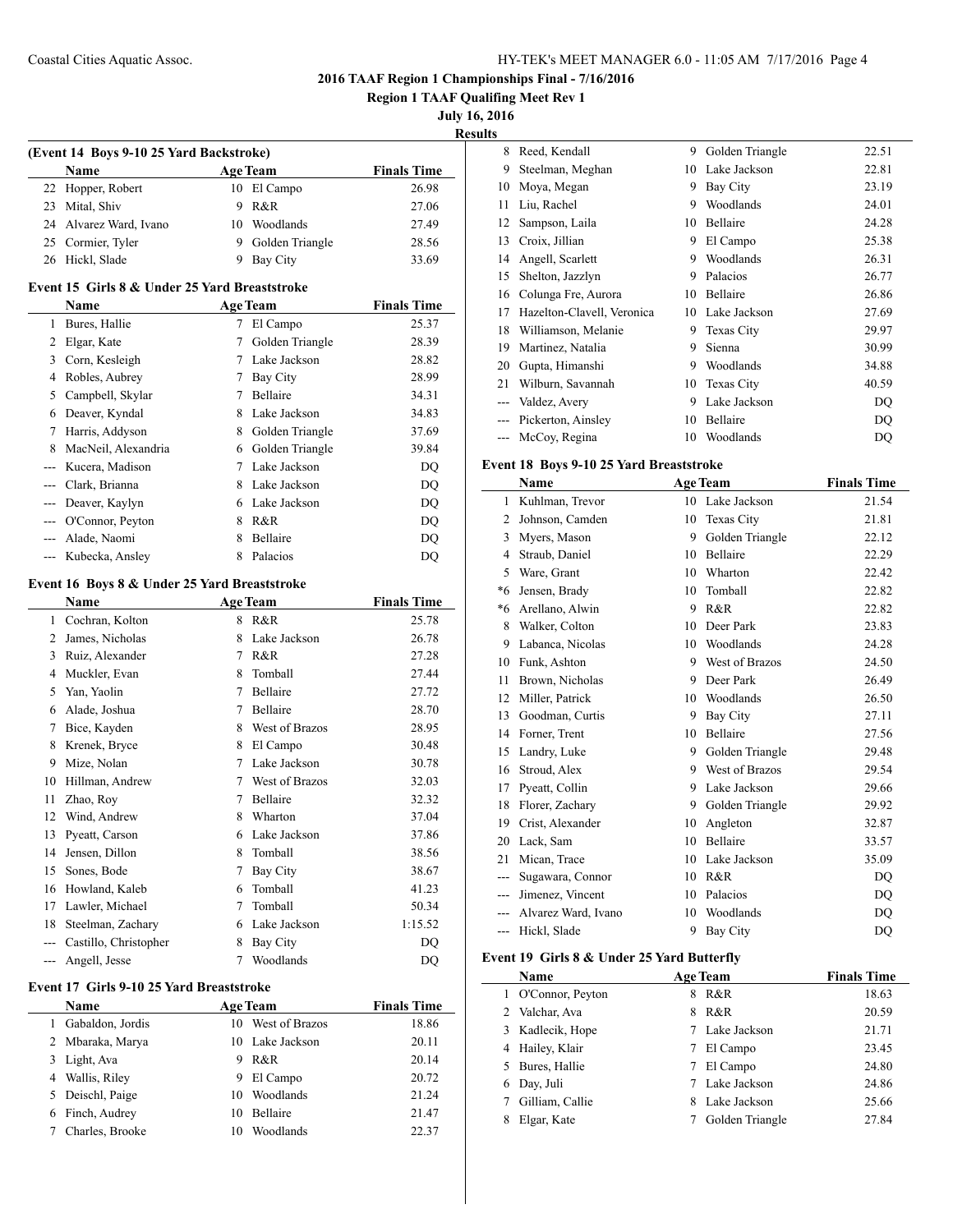**2016 TAAF Region 1 Championships Final - 7/16/2016**

**Region 1 TAAF Qualifing Meet Rev 1**

**July 16, 2016**

**Results**

### (Event 14 Boys 9-10 25 Yard Backstroke)

| | Name | Age | Team | Finals Time |
|---|---|---|---|---|
| 22 | Hopper, Robert | 10 | El Campo | 26.98 |
| 23 | Mital, Shiv | 9 | R&R | 27.06 |
| 24 | Alvarez Ward, Ivano | 10 | Woodlands | 27.49 |
| 25 | Cormier, Tyler | 9 | Golden Triangle | 28.56 |
| 26 | Hickl, Slade | 9 | Bay City | 33.69 |

### Event 15 Girls 8 & Under 25 Yard Breaststroke

| | Name | Age | Team | Finals Time |
|---|---|---|---|---|
| 1 | Bures, Hallie | 7 | El Campo | 25.37 |
| 2 | Elgar, Kate | 7 | Golden Triangle | 28.39 |
| 3 | Corn, Kesleigh | 7 | Lake Jackson | 28.82 |
| 4 | Robles, Aubrey | 7 | Bay City | 28.99 |
| 5 | Campbell, Skylar | 7 | Bellaire | 34.31 |
| 6 | Deaver, Kyndal | 8 | Lake Jackson | 34.83 |
| 7 | Harris, Addyson | 8 | Golden Triangle | 37.69 |
| 8 | MacNeil, Alexandria | 6 | Golden Triangle | 39.84 |
| --- | Kucera, Madison | 7 | Lake Jackson | DQ |
| --- | Clark, Brianna | 8 | Lake Jackson | DQ |
| --- | Deaver, Kaylyn | 6 | Lake Jackson | DQ |
| --- | O'Connor, Peyton | 8 | R&R | DQ |
| --- | Alade, Naomi | 8 | Bellaire | DQ |
| --- | Kubecka, Ansley | 8 | Palacios | DQ |

### Event 16 Boys 8 & Under 25 Yard Breaststroke

| | Name | Age | Team | Finals Time |
|---|---|---|---|---|
| 1 | Cochran, Kolton | 8 | R&R | 25.78 |
| 2 | James, Nicholas | 8 | Lake Jackson | 26.78 |
| 3 | Ruiz, Alexander | 7 | R&R | 27.28 |
| 4 | Muckler, Evan | 8 | Tomball | 27.44 |
| 5 | Yan, Yaolin | 7 | Bellaire | 27.72 |
| 6 | Alade, Joshua | 7 | Bellaire | 28.70 |
| 7 | Bice, Kayden | 8 | West of Brazos | 28.95 |
| 8 | Krenek, Bryce | 8 | El Campo | 30.48 |
| 9 | Mize, Nolan | 7 | Lake Jackson | 30.78 |
| 10 | Hillman, Andrew | 7 | West of Brazos | 32.03 |
| 11 | Zhao, Roy | 7 | Bellaire | 32.32 |
| 12 | Wind, Andrew | 8 | Wharton | 37.04 |
| 13 | Pyeatt, Carson | 6 | Lake Jackson | 37.86 |
| 14 | Jensen, Dillon | 8 | Tomball | 38.56 |
| 15 | Sones, Bode | 7 | Bay City | 38.67 |
| 16 | Howland, Kaleb | 6 | Tomball | 41.23 |
| 17 | Lawler, Michael | 7 | Tomball | 50.34 |
| 18 | Steelman, Zachary | 6 | Lake Jackson | 1:15.52 |
| --- | Castillo, Christopher | 8 | Bay City | DQ |
| --- | Angell, Jesse | 7 | Woodlands | DQ |

### Event 17 Girls 9-10 25 Yard Breaststroke

| | Name | Age | Team | Finals Time |
|---|---|---|---|---|
| 1 | Gabaldon, Jordis | 10 | West of Brazos | 18.86 |
| 2 | Mbaraka, Marya | 10 | Lake Jackson | 20.11 |
| 3 | Light, Ava | 9 | R&R | 20.14 |
| 4 | Wallis, Riley | 9 | El Campo | 20.72 |
| 5 | Deischl, Paige | 10 | Woodlands | 21.24 |
| 6 | Finch, Audrey | 10 | Bellaire | 21.47 |
| 7 | Charles, Brooke | 10 | Woodlands | 22.37 |
| 8 | Reed, Kendall | 9 | Golden Triangle | 22.51 |
| 9 | Steelman, Meghan | 10 | Lake Jackson | 22.81 |
| 10 | Moya, Megan | 9 | Bay City | 23.19 |
| 11 | Liu, Rachel | 9 | Woodlands | 24.01 |
| 12 | Sampson, Laila | 10 | Bellaire | 24.28 |
| 13 | Croix, Jillian | 9 | El Campo | 25.38 |
| 14 | Angell, Scarlett | 9 | Woodlands | 26.31 |
| 15 | Shelton, Jazzlyn | 9 | Palacios | 26.77 |
| 16 | Colunga Fre, Aurora | 10 | Bellaire | 26.86 |
| 17 | Hazelton-Clavell, Veronica | 10 | Lake Jackson | 27.69 |
| 18 | Williamson, Melanie | 9 | Texas City | 29.97 |
| 19 | Martinez, Natalia | 9 | Sienna | 30.99 |
| 20 | Gupta, Himanshi | 9 | Woodlands | 34.88 |
| 21 | Wilburn, Savannah | 10 | Texas City | 40.59 |
| --- | Valdez, Avery | 9 | Lake Jackson | DQ |
| --- | Pickerton, Ainsley | 10 | Bellaire | DQ |
| --- | McCoy, Regina | 10 | Woodlands | DQ |

### Event 18 Boys 9-10 25 Yard Breaststroke

| | Name | Age | Team | Finals Time |
|---|---|---|---|---|
| 1 | Kuhlman, Trevor | 10 | Lake Jackson | 21.54 |
| 2 | Johnson, Camden | 10 | Texas City | 21.81 |
| 3 | Myers, Mason | 9 | Golden Triangle | 22.12 |
| 4 | Straub, Daniel | 10 | Bellaire | 22.29 |
| 5 | Ware, Grant | 10 | Wharton | 22.42 |
| *6 | Jensen, Brady | 10 | Tomball | 22.82 |
| *6 | Arellano, Alwin | 9 | R&R | 22.82 |
| 8 | Walker, Colton | 10 | Deer Park | 23.83 |
| 9 | Labanca, Nicolas | 10 | Woodlands | 24.28 |
| 10 | Funk, Ashton | 9 | West of Brazos | 24.50 |
| 11 | Brown, Nicholas | 9 | Deer Park | 26.49 |
| 12 | Miller, Patrick | 10 | Woodlands | 26.50 |
| 13 | Goodman, Curtis | 9 | Bay City | 27.11 |
| 14 | Forner, Trent | 10 | Bellaire | 27.56 |
| 15 | Landry, Luke | 9 | Golden Triangle | 29.48 |
| 16 | Stroud, Alex | 9 | West of Brazos | 29.54 |
| 17 | Pyeatt, Collin | 9 | Lake Jackson | 29.66 |
| 18 | Florer, Zachary | 9 | Golden Triangle | 29.92 |
| 19 | Crist, Alexander | 10 | Angleton | 32.87 |
| 20 | Lack, Sam | 10 | Bellaire | 33.57 |
| 21 | Mican, Trace | 10 | Lake Jackson | 35.09 |
| --- | Sugawara, Connor | 10 | R&R | DQ |
| --- | Jimenez, Vincent | 10 | Palacios | DQ |
| --- | Alvarez Ward, Ivano | 10 | Woodlands | DQ |
| --- | Hickl, Slade | 9 | Bay City | DQ |

### Event 19 Girls 8 & Under 25 Yard Butterfly

| | Name | Age | Team | Finals Time |
|---|---|---|---|---|
| 1 | O'Connor, Peyton | 8 | R&R | 18.63 |
| 2 | Valchar, Ava | 8 | R&R | 20.59 |
| 3 | Kadlecik, Hope | 7 | Lake Jackson | 21.71 |
| 4 | Hailey, Klair | 7 | El Campo | 23.45 |
| 5 | Bures, Hallie | 7 | El Campo | 24.80 |
| 6 | Day, Juli | 7 | Lake Jackson | 24.86 |
| 7 | Gilliam, Callie | 8 | Lake Jackson | 25.66 |
| 8 | Elgar, Kate | 7 | Golden Triangle | 27.84 |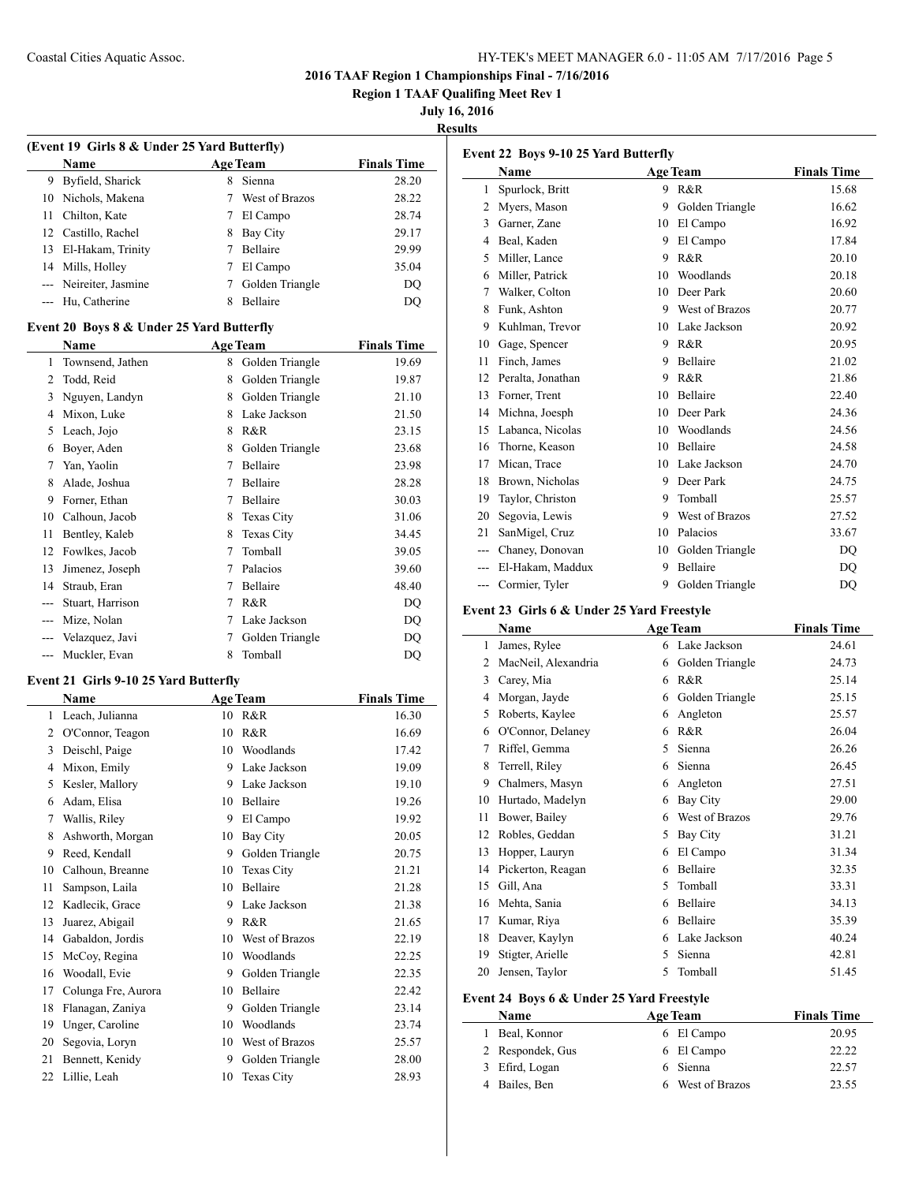**2016 TAAF Region 1 Championships Final - 7/16/2016**

**Region 1 TAAF Qualifing Meet Rev 1**

**July 16, 2016**

**Results**

### (Event 19 Girls 8 & Under 25 Yard Butterfly)

| | Name | Age | Team | Finals Time |
|---|---|---|---|---|
| 9 | Byfield, Sharick | 8 | Sienna | 28.20 |
| 10 | Nichols, Makena | 7 | West of Brazos | 28.22 |
| 11 | Chilton, Kate | 7 | El Campo | 28.74 |
| 12 | Castillo, Rachel | 8 | Bay City | 29.17 |
| 13 | El-Hakam, Trinity | 7 | Bellaire | 29.99 |
| 14 | Mills, Holley | 7 | El Campo | 35.04 |
| --- | Neireiter, Jasmine | 7 | Golden Triangle | DQ |
| --- | Hu, Catherine | 8 | Bellaire | DQ |

### Event 20 Boys 8 & Under 25 Yard Butterfly

| | Name | Age | Team | Finals Time |
|---|---|---|---|---|
| 1 | Townsend, Jathen | 8 | Golden Triangle | 19.69 |
| 2 | Todd, Reid | 8 | Golden Triangle | 19.87 |
| 3 | Nguyen, Landyn | 8 | Golden Triangle | 21.10 |
| 4 | Mixon, Luke | 8 | Lake Jackson | 21.50 |
| 5 | Leach, Jojo | 8 | R&R | 23.15 |
| 6 | Boyer, Aden | 8 | Golden Triangle | 23.68 |
| 7 | Yan, Yaolin | 7 | Bellaire | 23.98 |
| 8 | Alade, Joshua | 7 | Bellaire | 28.28 |
| 9 | Forner, Ethan | 7 | Bellaire | 30.03 |
| 10 | Calhoun, Jacob | 8 | Texas City | 31.06 |
| 11 | Bentley, Kaleb | 8 | Texas City | 34.45 |
| 12 | Fowlkes, Jacob | 7 | Tomball | 39.05 |
| 13 | Jimenez, Joseph | 7 | Palacios | 39.60 |
| 14 | Straub, Eran | 7 | Bellaire | 48.40 |
| --- | Stuart, Harrison | 7 | R&R | DQ |
| --- | Mize, Nolan | 7 | Lake Jackson | DQ |
| --- | Velazquez, Javi | 7 | Golden Triangle | DQ |
| --- | Muckler, Evan | 8 | Tomball | DQ |

### Event 21 Girls 9-10 25 Yard Butterfly

| | Name | Age | Team | Finals Time |
|---|---|---|---|---|
| 1 | Leach, Julianna | 10 | R&R | 16.30 |
| 2 | O'Connor, Teagon | 10 | R&R | 16.69 |
| 3 | Deischl, Paige | 10 | Woodlands | 17.42 |
| 4 | Mixon, Emily | 9 | Lake Jackson | 19.09 |
| 5 | Kesler, Mallory | 9 | Lake Jackson | 19.10 |
| 6 | Adam, Elisa | 10 | Bellaire | 19.26 |
| 7 | Wallis, Riley | 9 | El Campo | 19.92 |
| 8 | Ashworth, Morgan | 10 | Bay City | 20.05 |
| 9 | Reed, Kendall | 9 | Golden Triangle | 20.75 |
| 10 | Calhoun, Breanne | 10 | Texas City | 21.21 |
| 11 | Sampson, Laila | 10 | Bellaire | 21.28 |
| 12 | Kadlecik, Grace | 9 | Lake Jackson | 21.38 |
| 13 | Juarez, Abigail | 9 | R&R | 21.65 |
| 14 | Gabaldon, Jordis | 10 | West of Brazos | 22.19 |
| 15 | McCoy, Regina | 10 | Woodlands | 22.25 |
| 16 | Woodall, Evie | 9 | Golden Triangle | 22.35 |
| 17 | Colunga Fre, Aurora | 10 | Bellaire | 22.42 |
| 18 | Flanagan, Zaniya | 9 | Golden Triangle | 23.14 |
| 19 | Unger, Caroline | 10 | Woodlands | 23.74 |
| 20 | Segovia, Loryn | 10 | West of Brazos | 25.57 |
| 21 | Bennett, Kenidy | 9 | Golden Triangle | 28.00 |
| 22 | Lillie, Leah | 10 | Texas City | 28.93 |

### Event 22 Boys 9-10 25 Yard Butterfly

| | Name | Age | Team | Finals Time |
|---|---|---|---|---|
| 1 | Spurlock, Britt | 9 | R&R | 15.68 |
| 2 | Myers, Mason | 9 | Golden Triangle | 16.62 |
| 3 | Garner, Zane | 10 | El Campo | 16.92 |
| 4 | Beal, Kaden | 9 | El Campo | 17.84 |
| 5 | Miller, Lance | 9 | R&R | 20.10 |
| 6 | Miller, Patrick | 10 | Woodlands | 20.18 |
| 7 | Walker, Colton | 10 | Deer Park | 20.60 |
| 8 | Funk, Ashton | 9 | West of Brazos | 20.77 |
| 9 | Kuhlman, Trevor | 10 | Lake Jackson | 20.92 |
| 10 | Gage, Spencer | 9 | R&R | 20.95 |
| 11 | Finch, James | 9 | Bellaire | 21.02 |
| 12 | Peralta, Jonathan | 9 | R&R | 21.86 |
| 13 | Forner, Trent | 10 | Bellaire | 22.40 |
| 14 | Michna, Joesph | 10 | Deer Park | 24.36 |
| 15 | Labanca, Nicolas | 10 | Woodlands | 24.56 |
| 16 | Thorne, Keason | 10 | Bellaire | 24.58 |
| 17 | Mican, Trace | 10 | Lake Jackson | 24.70 |
| 18 | Brown, Nicholas | 9 | Deer Park | 24.75 |
| 19 | Taylor, Christon | 9 | Tomball | 25.57 |
| 20 | Segovia, Lewis | 9 | West of Brazos | 27.52 |
| 21 | SanMigel, Cruz | 10 | Palacios | 33.67 |
| --- | Chaney, Donovan | 10 | Golden Triangle | DQ |
| --- | El-Hakam, Maddux | 9 | Bellaire | DQ |
| --- | Cormier, Tyler | 9 | Golden Triangle | DQ |

### Event 23 Girls 6 & Under 25 Yard Freestyle

| | Name | Age | Team | Finals Time |
|---|---|---|---|---|
| 1 | James, Rylee | 6 | Lake Jackson | 24.61 |
| 2 | MacNeil, Alexandria | 6 | Golden Triangle | 24.73 |
| 3 | Carey, Mia | 6 | R&R | 25.14 |
| 4 | Morgan, Jayde | 6 | Golden Triangle | 25.15 |
| 5 | Roberts, Kaylee | 6 | Angleton | 25.57 |
| 6 | O'Connor, Delaney | 6 | R&R | 26.04 |
| 7 | Riffel, Gemma | 5 | Sienna | 26.26 |
| 8 | Terrell, Riley | 6 | Sienna | 26.45 |
| 9 | Chalmers, Masyn | 6 | Angleton | 27.51 |
| 10 | Hurtado, Madelyn | 6 | Bay City | 29.00 |
| 11 | Bower, Bailey | 6 | West of Brazos | 29.76 |
| 12 | Robles, Geddan | 5 | Bay City | 31.21 |
| 13 | Hopper, Lauryn | 6 | El Campo | 31.34 |
| 14 | Pickerton, Reagan | 6 | Bellaire | 32.35 |
| 15 | Gill, Ana | 5 | Tomball | 33.31 |
| 16 | Mehta, Sania | 6 | Bellaire | 34.13 |
| 17 | Kumar, Riya | 6 | Bellaire | 35.39 |
| 18 | Deaver, Kaylyn | 6 | Lake Jackson | 40.24 |
| 19 | Stigter, Arielle | 5 | Sienna | 42.81 |
| 20 | Jensen, Taylor | 5 | Tomball | 51.45 |

### Event 24 Boys 6 & Under 25 Yard Freestyle

| | Name | Age | Team | Finals Time |
|---|---|---|---|---|
| 1 | Beal, Konnor | 6 | El Campo | 20.95 |
| 2 | Respondek, Gus | 6 | El Campo | 22.22 |
| 3 | Efird, Logan | 6 | Sienna | 22.57 |
| 4 | Bailes, Ben | 6 | West of Brazos | 23.55 |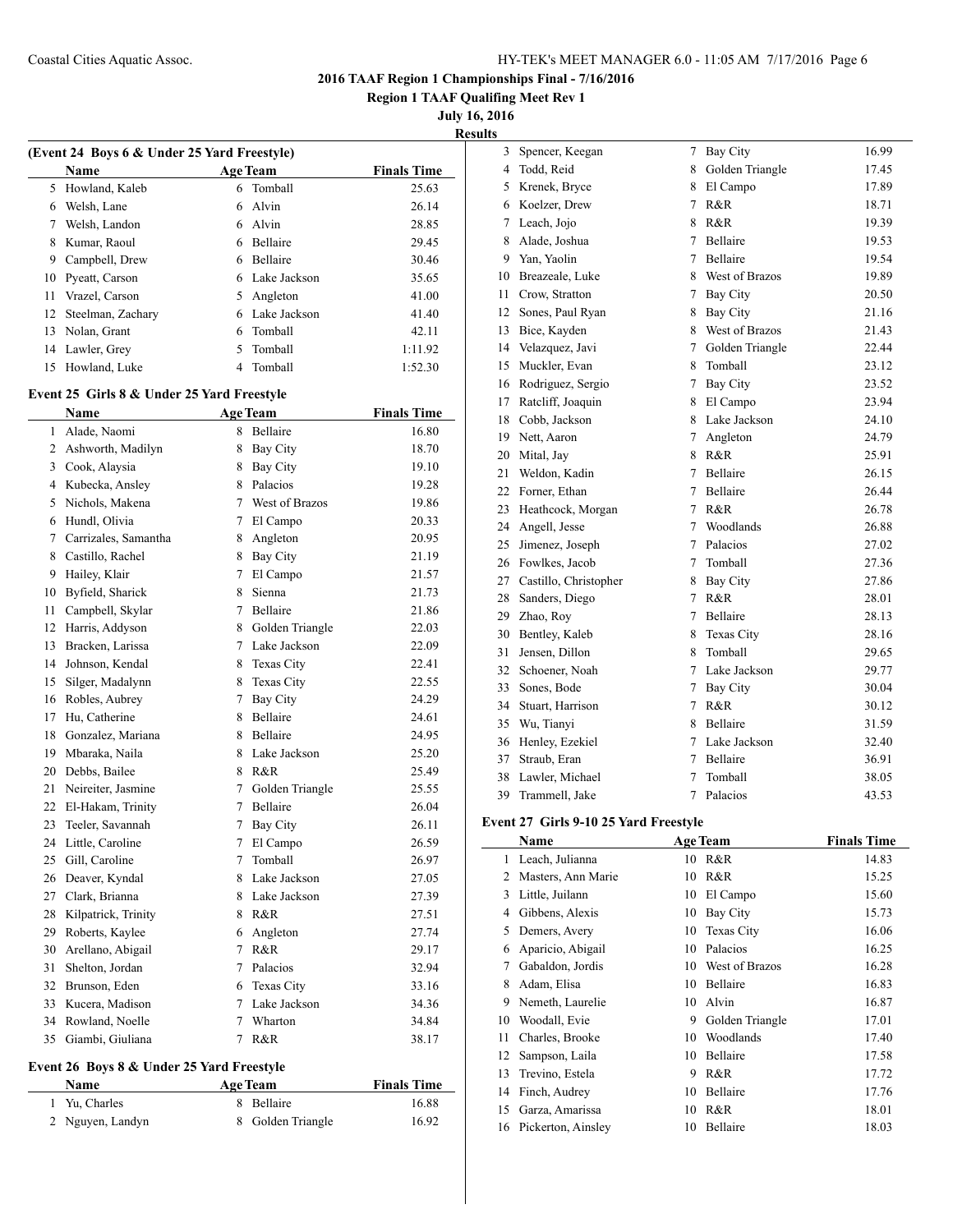## 2016 TAAF Region 1 Championships Final - 7/16/2016

**Region 1 TAAF Qualifing Meet Rev 1**

**July 16, 2016**

**Results**

### (Event 24 Boys 6 & Under 25 Yard Freestyle)

| | Name | Age | Team | Finals Time |
|---|---|---|---|---|
| 5 | Howland, Kaleb | 6 | Tomball | 25.63 |
| 6 | Welsh, Lane | 6 | Alvin | 26.14 |
| 7 | Welsh, Landon | 6 | Alvin | 28.85 |
| 8 | Kumar, Raoul | 6 | Bellaire | 29.45 |
| 9 | Campbell, Drew | 6 | Bellaire | 30.46 |
| 10 | Pyeatt, Carson | 6 | Lake Jackson | 35.65 |
| 11 | Vrazel, Carson | 5 | Angleton | 41.00 |
| 12 | Steelman, Zachary | 6 | Lake Jackson | 41.40 |
| 13 | Nolan, Grant | 6 | Tomball | 42.11 |
| 14 | Lawler, Grey | 5 | Tomball | 1:11.92 |
| 15 | Howland, Luke | 4 | Tomball | 1:52.30 |

### Event 25 Girls 8 & Under 25 Yard Freestyle

| | Name | Age | Team | Finals Time |
|---|---|---|---|---|
| 1 | Alade, Naomi | 8 | Bellaire | 16.80 |
| 2 | Ashworth, Madilyn | 8 | Bay City | 18.70 |
| 3 | Cook, Alaysia | 8 | Bay City | 19.10 |
| 4 | Kubecka, Ansley | 8 | Palacios | 19.28 |
| 5 | Nichols, Makena | 7 | West of Brazos | 19.86 |
| 6 | Hundl, Olivia | 7 | El Campo | 20.33 |
| 7 | Carrizales, Samantha | 8 | Angleton | 20.95 |
| 8 | Castillo, Rachel | 8 | Bay City | 21.19 |
| 9 | Hailey, Klair | 7 | El Campo | 21.57 |
| 10 | Byfield, Sharick | 8 | Sienna | 21.73 |
| 11 | Campbell, Skylar | 7 | Bellaire | 21.86 |
| 12 | Harris, Addyson | 8 | Golden Triangle | 22.03 |
| 13 | Bracken, Larissa | 7 | Lake Jackson | 22.09 |
| 14 | Johnson, Kendal | 8 | Texas City | 22.41 |
| 15 | Silger, Madalynn | 8 | Texas City | 22.55 |
| 16 | Robles, Aubrey | 7 | Bay City | 24.29 |
| 17 | Hu, Catherine | 8 | Bellaire | 24.61 |
| 18 | Gonzalez, Mariana | 8 | Bellaire | 24.95 |
| 19 | Mbaraka, Naila | 8 | Lake Jackson | 25.20 |
| 20 | Debbs, Bailee | 8 | R&R | 25.49 |
| 21 | Neireiter, Jasmine | 7 | Golden Triangle | 25.55 |
| 22 | El-Hakam, Trinity | 7 | Bellaire | 26.04 |
| 23 | Teeler, Savannah | 7 | Bay City | 26.11 |
| 24 | Little, Caroline | 7 | El Campo | 26.59 |
| 25 | Gill, Caroline | 7 | Tomball | 26.97 |
| 26 | Deaver, Kyndal | 8 | Lake Jackson | 27.05 |
| 27 | Clark, Brianna | 8 | Lake Jackson | 27.39 |
| 28 | Kilpatrick, Trinity | 8 | R&R | 27.51 |
| 29 | Roberts, Kaylee | 6 | Angleton | 27.74 |
| 30 | Arellano, Abigail | 7 | R&R | 29.17 |
| 31 | Shelton, Jordan | 7 | Palacios | 32.94 |
| 32 | Brunson, Eden | 6 | Texas City | 33.16 |
| 33 | Kucera, Madison | 7 | Lake Jackson | 34.36 |
| 34 | Rowland, Noelle | 7 | Wharton | 34.84 |
| 35 | Giambi, Giuliana | 7 | R&R | 38.17 |

### Event 26 Boys 8 & Under 25 Yard Freestyle

| | Name | Age | Team | Finals Time |
|---|---|---|---|---|
| 1 | Yu, Charles | 8 | Bellaire | 16.88 |
| 2 | Nguyen, Landyn | 8 | Golden Triangle | 16.92 |
| 3 | Spencer, Keegan | 7 | Bay City | 16.99 |
| 4 | Todd, Reid | 8 | Golden Triangle | 17.45 |
| 5 | Krenek, Bryce | 8 | El Campo | 17.89 |
| 6 | Koelzer, Drew | 7 | R&R | 18.71 |
| 7 | Leach, Jojo | 8 | R&R | 19.39 |
| 8 | Alade, Joshua | 7 | Bellaire | 19.53 |
| 9 | Yan, Yaolin | 7 | Bellaire | 19.54 |
| 10 | Breazeale, Luke | 8 | West of Brazos | 19.89 |
| 11 | Crow, Stratton | 7 | Bay City | 20.50 |
| 12 | Sones, Paul Ryan | 8 | Bay City | 21.16 |
| 13 | Bice, Kayden | 8 | West of Brazos | 21.43 |
| 14 | Velazquez, Javi | 7 | Golden Triangle | 22.44 |
| 15 | Muckler, Evan | 8 | Tomball | 23.12 |
| 16 | Rodriguez, Sergio | 7 | Bay City | 23.52 |
| 17 | Ratcliff, Joaquin | 8 | El Campo | 23.94 |
| 18 | Cobb, Jackson | 8 | Lake Jackson | 24.10 |
| 19 | Nett, Aaron | 7 | Angleton | 24.79 |
| 20 | Mital, Jay | 8 | R&R | 25.91 |
| 21 | Weldon, Kadin | 7 | Bellaire | 26.15 |
| 22 | Forner, Ethan | 7 | Bellaire | 26.44 |
| 23 | Heathcock, Morgan | 7 | R&R | 26.78 |
| 24 | Angell, Jesse | 7 | Woodlands | 26.88 |
| 25 | Jimenez, Joseph | 7 | Palacios | 27.02 |
| 26 | Fowlkes, Jacob | 7 | Tomball | 27.36 |
| 27 | Castillo, Christopher | 8 | Bay City | 27.86 |
| 28 | Sanders, Diego | 7 | R&R | 28.01 |
| 29 | Zhao, Roy | 7 | Bellaire | 28.13 |
| 30 | Bentley, Kaleb | 8 | Texas City | 28.16 |
| 31 | Jensen, Dillon | 8 | Tomball | 29.65 |
| 32 | Schoener, Noah | 7 | Lake Jackson | 29.77 |
| 33 | Sones, Bode | 7 | Bay City | 30.04 |
| 34 | Stuart, Harrison | 7 | R&R | 30.12 |
| 35 | Wu, Tianyi | 8 | Bellaire | 31.59 |
| 36 | Henley, Ezekiel | 7 | Lake Jackson | 32.40 |
| 37 | Straub, Eran | 7 | Bellaire | 36.91 |
| 38 | Lawler, Michael | 7 | Tomball | 38.05 |
| 39 | Trammell, Jake | 7 | Palacios | 43.53 |

### Event 27 Girls 9-10 25 Yard Freestyle

| | Name | Age | Team | Finals Time |
|---|---|---|---|---|
| 1 | Leach, Julianna | 10 | R&R | 14.83 |
| 2 | Masters, Ann Marie | 10 | R&R | 15.25 |
| 3 | Little, Juilann | 10 | El Campo | 15.60 |
| 4 | Gibbens, Alexis | 10 | Bay City | 15.73 |
| 5 | Demers, Avery | 10 | Texas City | 16.06 |
| 6 | Aparicio, Abigail | 10 | Palacios | 16.25 |
| 7 | Gabaldon, Jordis | 10 | West of Brazos | 16.28 |
| 8 | Adam, Elisa | 10 | Bellaire | 16.83 |
| 9 | Nemeth, Laurelie | 10 | Alvin | 16.87 |
| 10 | Woodall, Evie | 9 | Golden Triangle | 17.01 |
| 11 | Charles, Brooke | 10 | Woodlands | 17.40 |
| 12 | Sampson, Laila | 10 | Bellaire | 17.58 |
| 13 | Trevino, Estela | 9 | R&R | 17.72 |
| 14 | Finch, Audrey | 10 | Bellaire | 17.76 |
| 15 | Garza, Amarissa | 10 | R&R | 18.01 |
| 16 | Pickerton, Ainsley | 10 | Bellaire | 18.03 |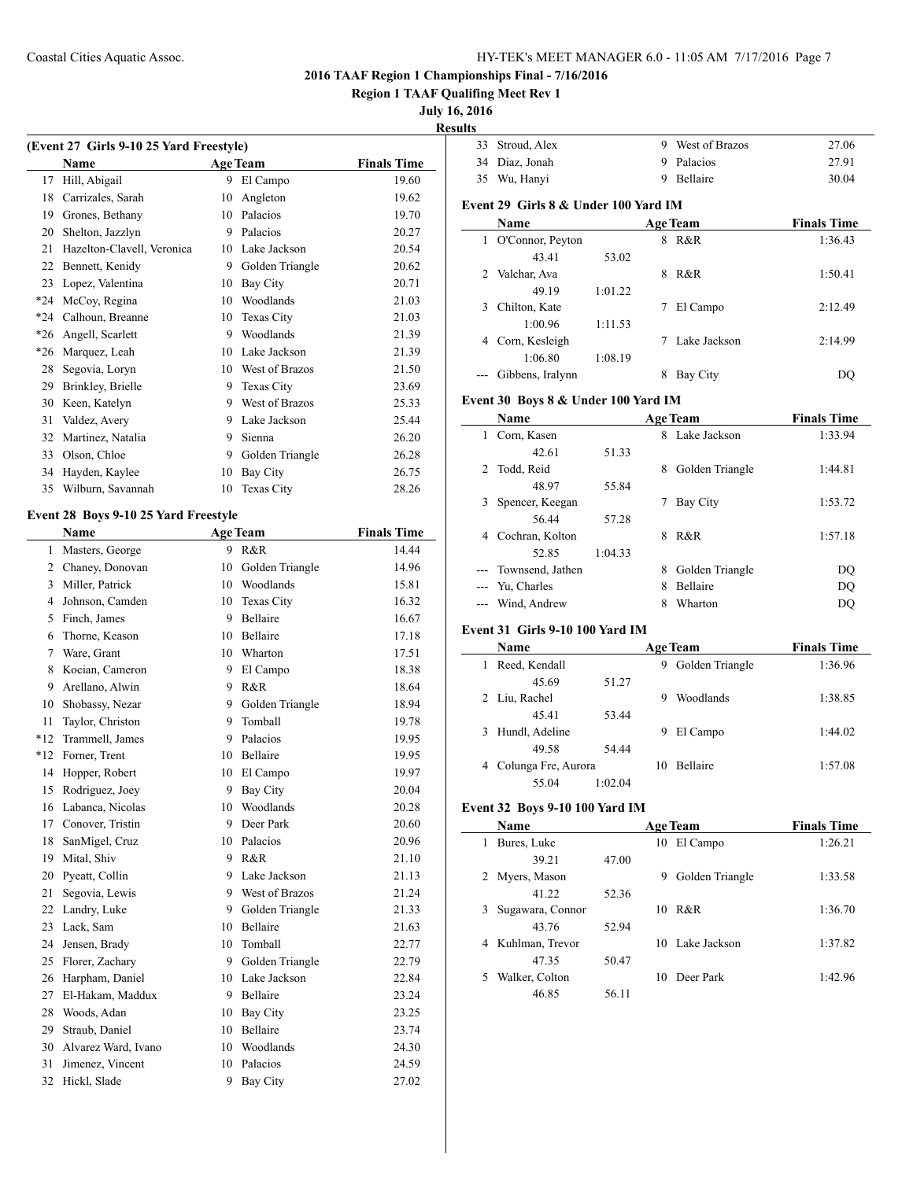## 2016 TAAF Region 1 Championships Final - 7/16/2016

**Region 1 TAAF Qualifing Meet Rev 1**

**July 16, 2016**

**Results**

### (Event 27 Girls 9-10 25 Yard Freestyle)

| | Name | Age | Team | Finals Time |
|---|---|---|---|---|
| 17 | Hill, Abigail | 9 | El Campo | 19.60 |
| 18 | Carrizales, Sarah | 10 | Angleton | 19.62 |
| 19 | Grones, Bethany | 10 | Palacios | 19.70 |
| 20 | Shelton, Jazzlyn | 9 | Palacios | 20.27 |
| 21 | Hazelton-Clavell, Veronica | 10 | Lake Jackson | 20.54 |
| 22 | Bennett, Kenidy | 9 | Golden Triangle | 20.62 |
| 23 | Lopez, Valentina | 10 | Bay City | 20.71 |
| *24 | McCoy, Regina | 10 | Woodlands | 21.03 |
| *24 | Calhoun, Breanne | 10 | Texas City | 21.03 |
| *26 | Angell, Scarlett | 9 | Woodlands | 21.39 |
| *26 | Marquez, Leah | 10 | Lake Jackson | 21.39 |
| 28 | Segovia, Loryn | 10 | West of Brazos | 21.50 |
| 29 | Brinkley, Brielle | 9 | Texas City | 23.69 |
| 30 | Keen, Katelyn | 9 | West of Brazos | 25.33 |
| 31 | Valdez, Avery | 9 | Lake Jackson | 25.44 |
| 32 | Martinez, Natalia | 9 | Sienna | 26.20 |
| 33 | Olson, Chloe | 9 | Golden Triangle | 26.28 |
| 34 | Hayden, Kaylee | 10 | Bay City | 26.75 |
| 35 | Wilburn, Savannah | 10 | Texas City | 28.26 |

### Event 28 Boys 9-10 25 Yard Freestyle

| | Name | Age | Team | Finals Time |
|---|---|---|---|---|
| 1 | Masters, George | 9 | R&R | 14.44 |
| 2 | Chaney, Donovan | 10 | Golden Triangle | 14.96 |
| 3 | Miller, Patrick | 10 | Woodlands | 15.81 |
| 4 | Johnson, Camden | 10 | Texas City | 16.32 |
| 5 | Finch, James | 9 | Bellaire | 16.67 |
| 6 | Thorne, Keason | 10 | Bellaire | 17.18 |
| 7 | Ware, Grant | 10 | Wharton | 17.51 |
| 8 | Kocian, Cameron | 9 | El Campo | 18.38 |
| 9 | Arellano, Alwin | 9 | R&R | 18.64 |
| 10 | Shobassy, Nezar | 9 | Golden Triangle | 18.94 |
| 11 | Taylor, Christon | 9 | Tomball | 19.78 |
| *12 | Trammell, James | 9 | Palacios | 19.95 |
| *12 | Forner, Trent | 10 | Bellaire | 19.95 |
| 14 | Hopper, Robert | 10 | El Campo | 19.97 |
| 15 | Rodriguez, Joey | 9 | Bay City | 20.04 |
| 16 | Labanca, Nicolas | 10 | Woodlands | 20.28 |
| 17 | Conover, Tristin | 9 | Deer Park | 20.60 |
| 18 | SanMigel, Cruz | 10 | Palacios | 20.96 |
| 19 | Mital, Shiv | 9 | R&R | 21.10 |
| 20 | Pyeatt, Collin | 9 | Lake Jackson | 21.13 |
| 21 | Segovia, Lewis | 9 | West of Brazos | 21.24 |
| 22 | Landry, Luke | 9 | Golden Triangle | 21.33 |
| 23 | Lack, Sam | 10 | Bellaire | 21.63 |
| 24 | Jensen, Brady | 10 | Tomball | 22.77 |
| 25 | Florer, Zachary | 9 | Golden Triangle | 22.79 |
| 26 | Harpham, Daniel | 10 | Lake Jackson | 22.84 |
| 27 | El-Hakam, Maddux | 9 | Bellaire | 23.24 |
| 28 | Woods, Adan | 10 | Bay City | 23.25 |
| 29 | Straub, Daniel | 10 | Bellaire | 23.74 |
| 30 | Alvarez Ward, Ivano | 10 | Woodlands | 24.30 |
| 31 | Jimenez, Vincent | 10 | Palacios | 24.59 |
| 32 | Hickl, Slade | 9 | Bay City | 27.02 |
| 33 | Stroud, Alex | 9 | West of Brazos | 27.06 |
| 34 | Diaz, Jonah | 9 | Palacios | 27.91 |
| 35 | Wu, Hanyi | 9 | Bellaire | 30.04 |

### Event 29 Girls 8 & Under 100 Yard IM

| | Name | Age | Team | Finals Time |
|---|---|---|---|---|
| 1 | O'Connor, Peyton | 8 | R&R | 1:36.43 |
| | 43.41 / 53.02 | | | |
| 2 | Valchar, Ava | 8 | R&R | 1:50.41 |
| | 49.19 / 1:01.22 | | | |
| 3 | Chilton, Kate | 7 | El Campo | 2:12.49 |
| | 1:00.96 / 1:11.53 | | | |
| 4 | Corn, Kesleigh | 7 | Lake Jackson | 2:14.99 |
| | 1:06.80 / 1:08.19 | | | |
| --- | Gibbens, Iralynn | 8 | Bay City | DQ |

### Event 30 Boys 8 & Under 100 Yard IM

| | Name | Age | Team | Finals Time |
|---|---|---|---|---|
| 1 | Corn, Kasen | 8 | Lake Jackson | 1:33.94 |
| | 42.61 / 51.33 | | | |
| 2 | Todd, Reid | 8 | Golden Triangle | 1:44.81 |
| | 48.97 / 55.84 | | | |
| 3 | Spencer, Keegan | 7 | Bay City | 1:53.72 |
| | 56.44 / 57.28 | | | |
| 4 | Cochran, Kolton | 8 | R&R | 1:57.18 |
| | 52.85 / 1:04.33 | | | |
| --- | Townsend, Jathen | 8 | Golden Triangle | DQ |
| --- | Yu, Charles | 8 | Bellaire | DQ |
| --- | Wind, Andrew | 8 | Wharton | DQ |

### Event 31 Girls 9-10 100 Yard IM

| | Name | Age | Team | Finals Time |
|---|---|---|---|---|
| 1 | Reed, Kendall | 9 | Golden Triangle | 1:36.96 |
| | 45.69 / 51.27 | | | |
| 2 | Liu, Rachel | 9 | Woodlands | 1:38.85 |
| | 45.41 / 53.44 | | | |
| 3 | Hundl, Adeline | 9 | El Campo | 1:44.02 |
| | 49.58 / 54.44 | | | |
| 4 | Colunga Fre, Aurora | 10 | Bellaire | 1:57.08 |
| | 55.04 / 1:02.04 | | | |

### Event 32 Boys 9-10 100 Yard IM

| | Name | Age | Team | Finals Time |
|---|---|---|---|---|
| 1 | Bures, Luke | 10 | El Campo | 1:26.21 |
| | 39.21 / 47.00 | | | |
| 2 | Myers, Mason | 9 | Golden Triangle | 1:33.58 |
| | 41.22 / 52.36 | | | |
| 3 | Sugawara, Connor | 10 | R&R | 1:36.70 |
| | 43.76 / 52.94 | | | |
| 4 | Kuhlman, Trevor | 10 | Lake Jackson | 1:37.82 |
| | 47.35 / 50.47 | | | |
| 5 | Walker, Colton | 10 | Deer Park | 1:42.96 |
| | 46.85 / 56.11 | | | |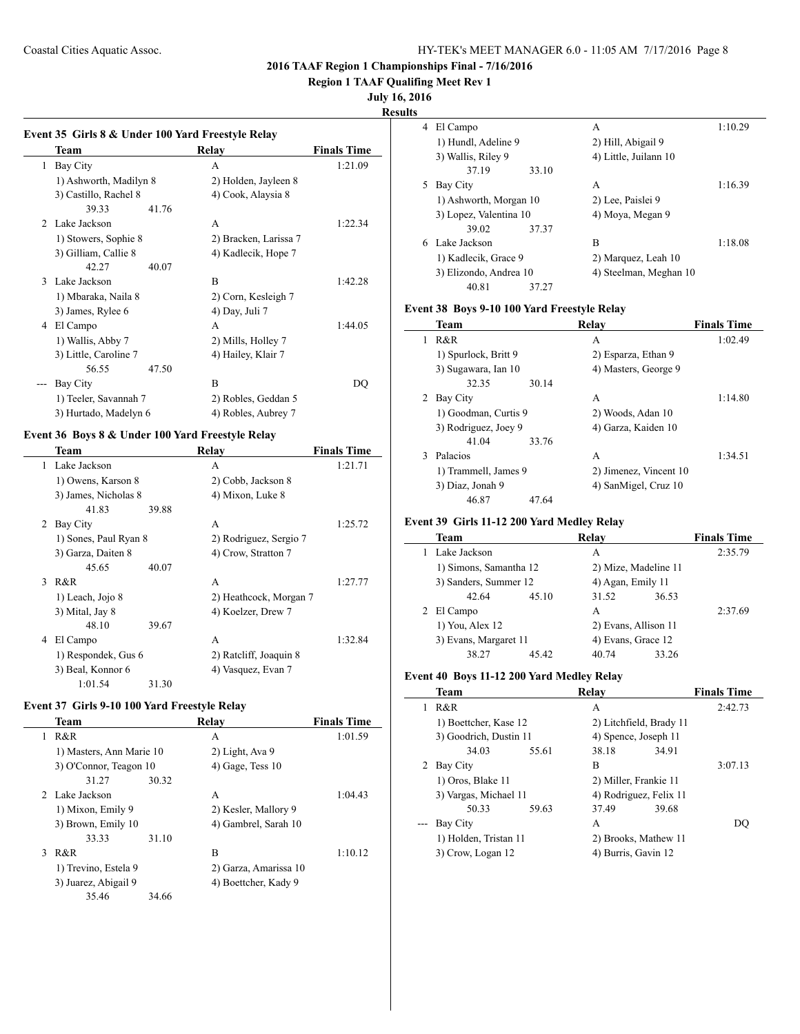**2016 TAAF Region 1 Championships Final - 7/16/2016**

**Region 1 TAAF Qualifing Meet Rev 1**

**July 16, 2016**

**Results**

### Event 35 Girls 8 & Under 100 Yard Freestyle Relay

| | Team | Relay | Finals Time |
|---|---|---|---|
| 1 | Bay City | A | 1:21.09 |
| | 1) Ashworth, Madilyn 8 | 2) Holden, Jayleen 8 | |
| | 3) Castillo, Rachel 8 | 4) Cook, Alaysia 8 | |
| | 39.33 41.76 | | |
| 2 | Lake Jackson | A | 1:22.34 |
| | 1) Stowers, Sophie 8 | 2) Bracken, Larissa 7 | |
| | 3) Gilliam, Callie 8 | 4) Kadlecik, Hope 7 | |
| | 42.27 40.07 | | |
| 3 | Lake Jackson | B | 1:42.28 |
| | 1) Mbaraka, Naila 8 | 2) Corn, Kesleigh 7 | |
| | 3) James, Rylee 6 | 4) Day, Juli 7 | |
| 4 | El Campo | A | 1:44.05 |
| | 1) Wallis, Abby 7 | 2) Mills, Holley 7 | |
| | 3) Little, Caroline 7 | 4) Hailey, Klair 7 | |
| | 56.55 47.50 | | |
| --- | Bay City | B | DQ |
| | 1) Teeler, Savannah 7 | 2) Robles, Geddan 5 | |
| | 3) Hurtado, Madelyn 6 | 4) Robles, Aubrey 7 | |

### Event 36 Boys 8 & Under 100 Yard Freestyle Relay

| | Team | Relay | Finals Time |
|---|---|---|---|
| 1 | Lake Jackson | A | 1:21.71 |
| | 1) Owens, Karson 8 | 2) Cobb, Jackson 8 | |
| | 3) James, Nicholas 8 | 4) Mixon, Luke 8 | |
| | 41.83 39.88 | | |
| 2 | Bay City | A | 1:25.72 |
| | 1) Sones, Paul Ryan 8 | 2) Rodriguez, Sergio 7 | |
| | 3) Garza, Daiten 8 | 4) Crow, Stratton 7 | |
| | 45.65 40.07 | | |
| 3 | R&R | A | 1:27.77 |
| | 1) Leach, Jojo 8 | 2) Heathcock, Morgan 7 | |
| | 3) Mital, Jay 8 | 4) Koelzer, Drew 7 | |
| | 48.10 39.67 | | |
| 4 | El Campo | A | 1:32.84 |
| | 1) Respondek, Gus 6 | 2) Ratcliff, Joaquin 8 | |
| | 3) Beal, Konnor 6 | 4) Vasquez, Evan 7 | |
| | 1:01.54 31.30 | | |

### Event 37 Girls 9-10 100 Yard Freestyle Relay

| | Team | Relay | Finals Time |
|---|---|---|---|
| 1 | R&R | A | 1:01.59 |
| | 1) Masters, Ann Marie 10 | 2) Light, Ava 9 | |
| | 3) O'Connor, Teagon 10 | 4) Gage, Tess 10 | |
| | 31.27 30.32 | | |
| 2 | Lake Jackson | A | 1:04.43 |
| | 1) Mixon, Emily 9 | 2) Kesler, Mallory 9 | |
| | 3) Brown, Emily 10 | 4) Gambrel, Sarah 10 | |
| | 33.33 31.10 | | |
| 3 | R&R | B | 1:10.12 |
| | 1) Trevino, Estela 9 | 2) Garza, Amarissa 10 | |
| | 3) Juarez, Abigail 9 | 4) Boettcher, Kady 9 | |
| | 35.46 34.66 | | |
| 4 | El Campo | A | 1:10.29 |
| | 1) Hundl, Adeline 9 | 2) Hill, Abigail 9 | |
| | 3) Wallis, Riley 9 | 4) Little, Juilann 10 | |
| | 37.19 33.10 | | |
| 5 | Bay City | A | 1:16.39 |
| | 1) Ashworth, Morgan 10 | 2) Lee, Paislei 9 | |
| | 3) Lopez, Valentina 10 | 4) Moya, Megan 9 | |
| | 39.02 37.37 | | |
| 6 | Lake Jackson | B | 1:18.08 |
| | 1) Kadlecik, Grace 9 | 2) Marquez, Leah 10 | |
| | 3) Elizondo, Andrea 10 | 4) Steelman, Meghan 10 | |
| | 40.81 37.27 | | |

### Event 38 Boys 9-10 100 Yard Freestyle Relay

| | Team | Relay | Finals Time |
|---|---|---|---|
| 1 | R&R | A | 1:02.49 |
| | 1) Spurlock, Britt 9 | 2) Esparza, Ethan 9 | |
| | 3) Sugawara, Ian 10 | 4) Masters, George 9 | |
| | 32.35 30.14 | | |
| 2 | Bay City | A | 1:14.80 |
| | 1) Goodman, Curtis 9 | 2) Woods, Adan 10 | |
| | 3) Rodriguez, Joey 9 | 4) Garza, Kaiden 10 | |
| | 41.04 33.76 | | |
| 3 | Palacios | A | 1:34.51 |
| | 1) Trammell, James 9 | 2) Jimenez, Vincent 10 | |
| | 3) Diaz, Jonah 9 | 4) SanMigel, Cruz 10 | |
| | 46.87 47.64 | | |

### Event 39 Girls 11-12 200 Yard Medley Relay

| | Team | Relay | Finals Time |
|---|---|---|---|
| 1 | Lake Jackson | A | 2:35.79 |
| | 1) Simons, Samantha 12 | 2) Mize, Madeline 11 | |
| | 3) Sanders, Summer 12 | 4) Agan, Emily 11 | |
| | 42.64 45.10 | 31.52 36.53 | |
| 2 | El Campo | A | 2:37.69 |
| | 1) You, Alex 12 | 2) Evans, Allison 11 | |
| | 3) Evans, Margaret 11 | 4) Evans, Grace 12 | |
| | 38.27 45.42 | 40.74 33.26 | |

### Event 40 Boys 11-12 200 Yard Medley Relay

| | Team | Relay | Finals Time |
|---|---|---|---|
| 1 | R&R | A | 2:42.73 |
| | 1) Boettcher, Kase 12 | 2) Litchfield, Brady 11 | |
| | 3) Goodrich, Dustin 11 | 4) Spence, Joseph 11 | |
| | 34.03 55.61 | 38.18 34.91 | |
| 2 | Bay City | B | 3:07.13 |
| | 1) Oros, Blake 11 | 2) Miller, Frankie 11 | |
| | 3) Vargas, Michael 11 | 4) Rodriguez, Felix 11 | |
| | 50.33 59.63 | 37.49 39.68 | |
| --- | Bay City | A | DQ |
| | 1) Holden, Tristan 11 | 2) Brooks, Mathew 11 | |
| | 3) Crow, Logan 12 | 4) Burris, Gavin 12 | |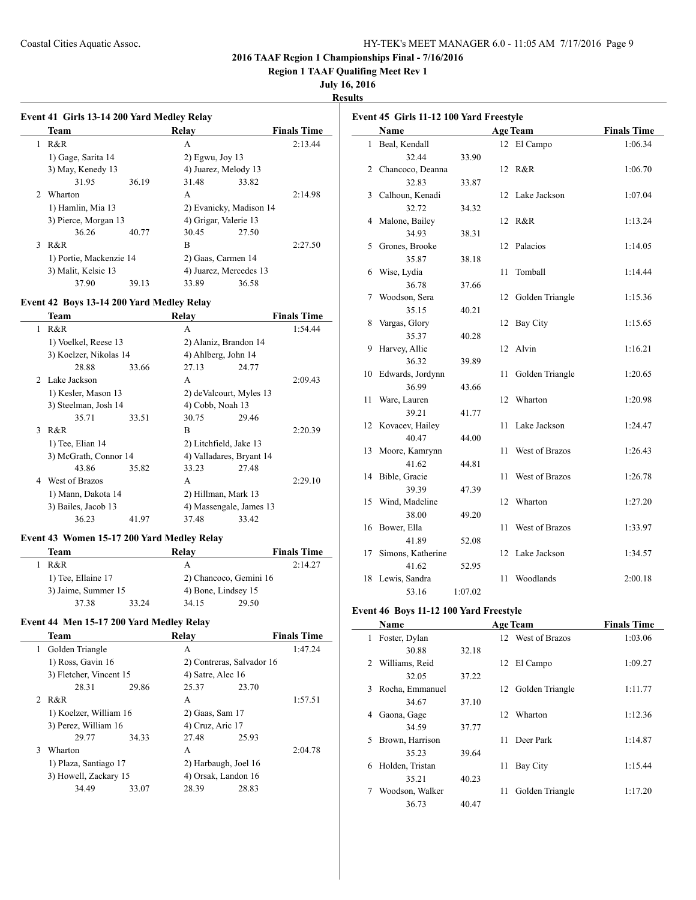**2016 TAAF Region 1 Championships Final - 7/16/2016**

**Region 1 TAAF Qualifing Meet Rev 1**

**July 16, 2016**

**Results**

### Event 41 Girls 13-14 200 Yard Medley Relay

| | Team | Relay | Finals Time |
|---|---|---|---|
| 1 | R&R | A | 2:13.44 |
| | 1) Gage, Sarita 14 | 2) Egwu, Joy 13 | |
| | 3) May, Kenedy 13 | 4) Juarez, Melody 13 | |
| | 31.95 36.19 | 31.48 33.82 | |
| 2 | Wharton | A | 2:14.98 |
| | 1) Hamlin, Mia 13 | 2) Evanicky, Madison 14 | |
| | 3) Pierce, Morgan 13 | 4) Grigar, Valerie 13 | |
| | 36.26 40.77 | 30.45 27.50 | |
| 3 | R&R | B | 2:27.50 |
| | 1) Portie, Mackenzie 14 | 2) Gaas, Carmen 14 | |
| | 3) Malit, Kelsie 13 | 4) Juarez, Mercedes 13 | |
| | 37.90 39.13 | 33.89 36.58 | |

### Event 42 Boys 13-14 200 Yard Medley Relay

| | Team | Relay | Finals Time |
|---|---|---|---|
| 1 | R&R | A | 1:54.44 |
| | 1) Voelkel, Reese 13 | 2) Alaniz, Brandon 14 | |
| | 3) Koelzer, Nikolas 14 | 4) Ahlberg, John 14 | |
| | 28.88 33.66 | 27.13 24.77 | |
| 2 | Lake Jackson | A | 2:09.43 |
| | 1) Kesler, Mason 13 | 2) deValcourt, Myles 13 | |
| | 3) Steelman, Josh 14 | 4) Cobb, Noah 13 | |
| | 35.71 33.51 | 30.75 29.46 | |
| 3 | R&R | B | 2:20.39 |
| | 1) Tee, Elian 14 | 2) Litchfield, Jake 13 | |
| | 3) McGrath, Connor 14 | 4) Valladares, Bryant 14 | |
| | 43.86 35.82 | 33.23 27.48 | |
| 4 | West of Brazos | A | 2:29.10 |
| | 1) Mann, Dakota 14 | 2) Hillman, Mark 13 | |
| | 3) Bailes, Jacob 13 | 4) Massengale, James 13 | |
| | 36.23 41.97 | 37.48 33.42 | |

### Event 43 Women 15-17 200 Yard Medley Relay

| | Team | Relay | Finals Time |
|---|---|---|---|
| 1 | R&R | A | 2:14.27 |
| | 1) Tee, Ellaine 17 | 2) Chancoco, Gemini 16 | |
| | 3) Jaime, Summer 15 | 4) Bone, Lindsey 15 | |
| | 37.38 33.24 | 34.15 29.50 | |

### Event 44 Men 15-17 200 Yard Medley Relay

| | Team | Relay | Finals Time |
|---|---|---|---|
| 1 | Golden Triangle | A | 1:47.24 |
| | 1) Ross, Gavin 16 | 2) Contreras, Salvador 16 | |
| | 3) Fletcher, Vincent 15 | 4) Satre, Alec 16 | |
| | 28.31 29.86 | 25.37 23.70 | |
| 2 | R&R | A | 1:57.51 |
| | 1) Koelzer, William 16 | 2) Gaas, Sam 17 | |
| | 3) Perez, William 16 | 4) Cruz, Aric 17 | |
| | 29.77 34.33 | 27.48 25.93 | |
| 3 | Wharton | A | 2:04.78 |
| | 1) Plaza, Santiago 17 | 2) Harbaugh, Joel 16 | |
| | 3) Howell, Zackary 15 | 4) Orsak, Landon 16 | |
| | 34.49 33.07 | 28.39 28.83 | |

### Event 45 Girls 11-12 100 Yard Freestyle

| | Name | Age | Team | Finals Time |
|---|---|---|---|---|
| 1 | Beal, Kendall | 12 | El Campo | 1:06.34 |
| | 32.44 33.90 | | | |
| 2 | Chancoco, Deanna | 12 | R&R | 1:06.70 |
| | 32.83 33.87 | | | |
| 3 | Calhoun, Kenadi | 12 | Lake Jackson | 1:07.04 |
| | 32.72 34.32 | | | |
| 4 | Malone, Bailey | 12 | R&R | 1:13.24 |
| | 34.93 38.31 | | | |
| 5 | Grones, Brooke | 12 | Palacios | 1:14.05 |
| | 35.87 38.18 | | | |
| 6 | Wise, Lydia | 11 | Tomball | 1:14.44 |
| | 36.78 37.66 | | | |
| 7 | Woodson, Sera | 12 | Golden Triangle | 1:15.36 |
| | 35.15 40.21 | | | |
| 8 | Vargas, Glory | 12 | Bay City | 1:15.65 |
| | 35.37 40.28 | | | |
| 9 | Harvey, Allie | 12 | Alvin | 1:16.21 |
| | 36.32 39.89 | | | |
| 10 | Edwards, Jordynn | 11 | Golden Triangle | 1:20.65 |
| | 36.99 43.66 | | | |
| 11 | Ware, Lauren | 12 | Wharton | 1:20.98 |
| | 39.21 41.77 | | | |
| 12 | Kovacev, Hailey | 11 | Lake Jackson | 1:24.47 |
| | 40.47 44.00 | | | |
| 13 | Moore, Kamrynn | 11 | West of Brazos | 1:26.43 |
| | 41.62 44.81 | | | |
| 14 | Bible, Gracie | 11 | West of Brazos | 1:26.78 |
| | 39.39 47.39 | | | |
| 15 | Wind, Madeline | 12 | Wharton | 1:27.20 |
| | 38.00 49.20 | | | |
| 16 | Bower, Ella | 11 | West of Brazos | 1:33.97 |
| | 41.89 52.08 | | | |
| 17 | Simons, Katherine | 12 | Lake Jackson | 1:34.57 |
| | 41.62 52.95 | | | |
| 18 | Lewis, Sandra | 11 | Woodlands | 2:00.18 |
| | 53.16 1:07.02 | | | |

### Event 46 Boys 11-12 100 Yard Freestyle

| | Name | Age | Team | Finals Time |
|---|---|---|---|---|
| 1 | Foster, Dylan | 12 | West of Brazos | 1:03.06 |
| | 30.88 32.18 | | | |
| 2 | Williams, Reid | 12 | El Campo | 1:09.27 |
| | 32.05 37.22 | | | |
| 3 | Rocha, Emmanuel | 12 | Golden Triangle | 1:11.77 |
| | 34.67 37.10 | | | |
| 4 | Gaona, Gage | 12 | Wharton | 1:12.36 |
| | 34.59 37.77 | | | |
| 5 | Brown, Harrison | 11 | Deer Park | 1:14.87 |
| | 35.23 39.64 | | | |
| 6 | Holden, Tristan | 11 | Bay City | 1:15.44 |
| | 35.21 40.23 | | | |
| 7 | Woodson, Walker | 11 | Golden Triangle | 1:17.20 |
| | 36.73 40.47 | | | |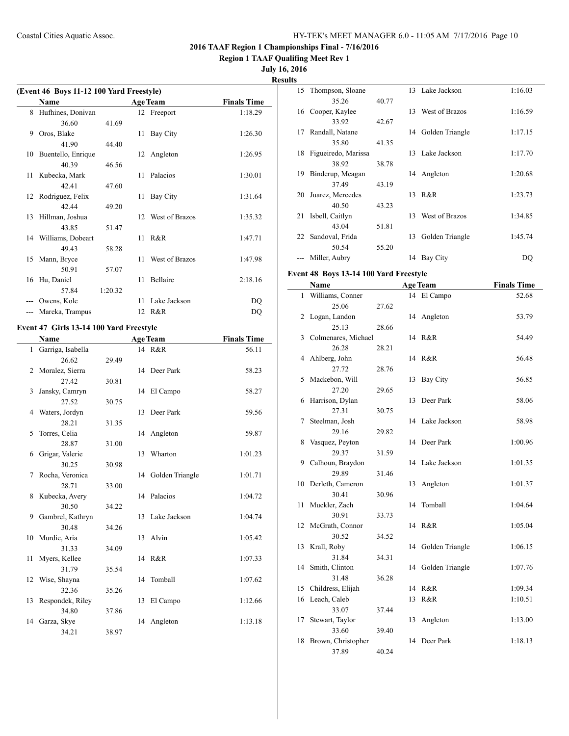## 2016 TAAF Region 1 Championships Final - 7/16/2016

**Region 1 TAAF Qualifing Meet Rev 1**

**July 16, 2016**

**Results**

### (Event 46 Boys 11-12 100 Yard Freestyle)

| | Name | Age | Team | Finals Time |
|---|---|---|---|---|
| 8 | Hufhines, Donivan | 12 | Freeport | 1:18.29 |
| | 36.60 41.69 | | | |
| 9 | Oros, Blake | 11 | Bay City | 1:26.30 |
| | 41.90 44.40 | | | |
| 10 | Buentello, Enrique | 12 | Angleton | 1:26.95 |
| | 40.39 46.56 | | | |
| 11 | Kubecka, Mark | 11 | Palacios | 1:30.01 |
| | 42.41 47.60 | | | |
| 12 | Rodriguez, Felix | 11 | Bay City | 1:31.64 |
| | 42.44 49.20 | | | |
| 13 | Hillman, Joshua | 12 | West of Brazos | 1:35.32 |
| | 43.85 51.47 | | | |
| 14 | Williams, Dobeart | 11 | R&R | 1:47.71 |
| | 49.43 58.28 | | | |
| 15 | Mann, Bryce | 11 | West of Brazos | 1:47.98 |
| | 50.91 57.07 | | | |
| 16 | Hu, Daniel | 11 | Bellaire | 2:18.16 |
| | 57.84 1:20.32 | | | |
| --- | Owens, Kole | 11 | Lake Jackson | DQ |
| --- | Mareka, Trampus | 12 | R&R | DQ |

### Event 47 Girls 13-14 100 Yard Freestyle

| | Name | Age | Team | Finals Time |
|---|---|---|---|---|
| 1 | Garriga, Isabella | 14 | R&R | 56.11 |
| | 26.62 29.49 | | | |
| 2 | Moralez, Sierra | 14 | Deer Park | 58.23 |
| | 27.42 30.81 | | | |
| 3 | Jansky, Camryn | 14 | El Campo | 58.27 |
| | 27.52 30.75 | | | |
| 4 | Waters, Jordyn | 13 | Deer Park | 59.56 |
| | 28.21 31.35 | | | |
| 5 | Torres, Celia | 14 | Angleton | 59.87 |
| | 28.87 31.00 | | | |
| 6 | Grigar, Valerie | 13 | Wharton | 1:01.23 |
| | 30.25 30.98 | | | |
| 7 | Rocha, Veronica | 14 | Golden Triangle | 1:01.71 |
| | 28.71 33.00 | | | |
| 8 | Kubecka, Avery | 14 | Palacios | 1:04.72 |
| | 30.50 34.22 | | | |
| 9 | Gambrel, Kathryn | 13 | Lake Jackson | 1:04.74 |
| | 30.48 34.26 | | | |
| 10 | Murdie, Aria | 13 | Alvin | 1:05.42 |
| | 31.33 34.09 | | | |
| 11 | Myers, Kellee | 14 | R&R | 1:07.33 |
| | 31.79 35.54 | | | |
| 12 | Wise, Shayna | 14 | Tomball | 1:07.62 |
| | 32.36 35.26 | | | |
| 13 | Respondek, Riley | 13 | El Campo | 1:12.66 |
| | 34.80 37.86 | | | |
| 14 | Garza, Skye | 14 | Angleton | 1:13.18 |
| | 34.21 38.97 | | | |
| 15 | Thompson, Sloane | 13 | Lake Jackson | 1:16.03 |
| | 35.26 40.77 | | | |
| 16 | Cooper, Kaylee | 13 | West of Brazos | 1:16.59 |
| | 33.92 42.67 | | | |
| 17 | Randall, Natane | 14 | Golden Triangle | 1:17.15 |
| | 35.80 41.35 | | | |
| 18 | Figueiredo, Marissa | 13 | Lake Jackson | 1:17.70 |
| | 38.92 38.78 | | | |
| 19 | Binderup, Meagan | 14 | Angleton | 1:20.68 |
| | 37.49 43.19 | | | |
| 20 | Juarez, Mercedes | 13 | R&R | 1:23.73 |
| | 40.50 43.23 | | | |
| 21 | Isbell, Caitlyn | 13 | West of Brazos | 1:34.85 |
| | 43.04 51.81 | | | |
| 22 | Sandoval, Frida | 13 | Golden Triangle | 1:45.74 |
| | 50.54 55.20 | | | |
| --- | Miller, Aubry | 14 | Bay City | DQ |

### Event 48 Boys 13-14 100 Yard Freestyle

| | Name | Age | Team | Finals Time |
|---|---|---|---|---|
| 1 | Williams, Conner | 14 | El Campo | 52.68 |
| | 25.06 27.62 | | | |
| 2 | Logan, Landon | 14 | Angleton | 53.79 |
| | 25.13 28.66 | | | |
| 3 | Colmenares, Michael | 14 | R&R | 54.49 |
| | 26.28 28.21 | | | |
| 4 | Ahlberg, John | 14 | R&R | 56.48 |
| | 27.72 28.76 | | | |
| 5 | Mackebon, Will | 13 | Bay City | 56.85 |
| | 27.20 29.65 | | | |
| 6 | Harrison, Dylan | 13 | Deer Park | 58.06 |
| | 27.31 30.75 | | | |
| 7 | Steelman, Josh | 14 | Lake Jackson | 58.98 |
| | 29.16 29.82 | | | |
| 8 | Vasquez, Peyton | 14 | Deer Park | 1:00.96 |
| | 29.37 31.59 | | | |
| 9 | Calhoun, Braydon | 14 | Lake Jackson | 1:01.35 |
| | 29.89 31.46 | | | |
| 10 | Derleth, Cameron | 13 | Angleton | 1:01.37 |
| | 30.41 30.96 | | | |
| 11 | Muckler, Zach | 14 | Tomball | 1:04.64 |
| | 30.91 33.73 | | | |
| 12 | McGrath, Connor | 14 | R&R | 1:05.04 |
| | 30.52 34.52 | | | |
| 13 | Krall, Roby | 14 | Golden Triangle | 1:06.15 |
| | 31.84 34.31 | | | |
| 14 | Smith, Clinton | 14 | Golden Triangle | 1:07.76 |
| | 31.48 36.28 | | | |
| 15 | Childress, Elijah | 14 | R&R | 1:09.34 |
| 16 | Leach, Caleb | 13 | R&R | 1:10.51 |
| | 33.07 37.44 | | | |
| 17 | Stewart, Taylor | 13 | Angleton | 1:13.00 |
| | 33.60 39.40 | | | |
| 18 | Brown, Christopher | 14 | Deer Park | 1:18.13 |
| | 37.89 40.24 | | | |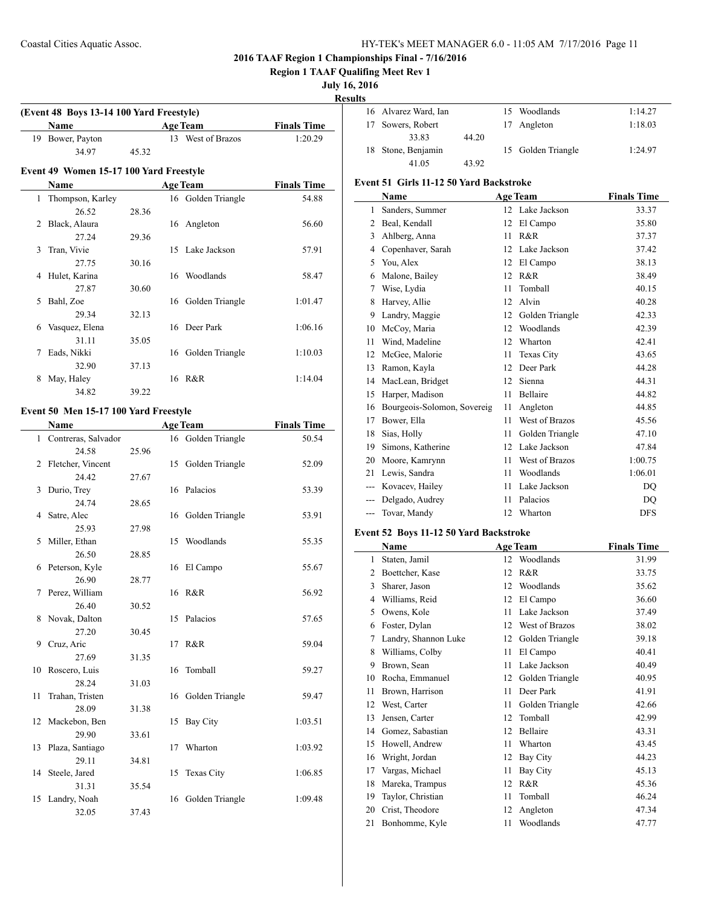**2016 TAAF Region 1 Championships Final - 7/16/2016**

**Region 1 TAAF Qualifing Meet Rev 1**

**July 16, 2016**

**Results**

### (Event 48 Boys 13-14 100 Yard Freestyle)

| | Name | Age | Team | Finals Time |
|---|---|---|---|---|
| 19 | Bower, Payton | 13 | West of Brazos | 1:20.29 |
| | 34.97 45.32 | | | |

### Event 49 Women 15-17 100 Yard Freestyle

| | Name | Age | Team | Finals Time |
|---|---|---|---|---|
| 1 | Thompson, Karley | 16 | Golden Triangle | 54.88 |
| | 26.52 28.36 | | | |
| 2 | Black, Alaura | 16 | Angleton | 56.60 |
| | 27.24 29.36 | | | |
| 3 | Tran, Vivie | 15 | Lake Jackson | 57.91 |
| | 27.75 30.16 | | | |
| 4 | Hulet, Karina | 16 | Woodlands | 58.47 |
| | 27.87 30.60 | | | |
| 5 | Bahl, Zoe | 16 | Golden Triangle | 1:01.47 |
| | 29.34 32.13 | | | |
| 6 | Vasquez, Elena | 16 | Deer Park | 1:06.16 |
| | 31.11 35.05 | | | |
| 7 | Eads, Nikki | 16 | Golden Triangle | 1:10.03 |
| | 32.90 37.13 | | | |
| 8 | May, Haley | 16 | R&R | 1:14.04 |
| | 34.82 39.22 | | | |

### Event 50 Men 15-17 100 Yard Freestyle

| | Name | Age | Team | Finals Time |
|---|---|---|---|---|
| 1 | Contreras, Salvador | 16 | Golden Triangle | 50.54 |
| | 24.58 25.96 | | | |
| 2 | Fletcher, Vincent | 15 | Golden Triangle | 52.09 |
| | 24.42 27.67 | | | |
| 3 | Durio, Trey | 16 | Palacios | 53.39 |
| | 24.74 28.65 | | | |
| 4 | Satre, Alec | 16 | Golden Triangle | 53.91 |
| | 25.93 27.98 | | | |
| 5 | Miller, Ethan | 15 | Woodlands | 55.35 |
| | 26.50 28.85 | | | |
| 6 | Peterson, Kyle | 16 | El Campo | 55.67 |
| | 26.90 28.77 | | | |
| 7 | Perez, William | 16 | R&R | 56.92 |
| | 26.40 30.52 | | | |
| 8 | Novak, Dalton | 15 | Palacios | 57.65 |
| | 27.20 30.45 | | | |
| 9 | Cruz, Aric | 17 | R&R | 59.04 |
| | 27.69 31.35 | | | |
| 10 | Roscero, Luis | 16 | Tomball | 59.27 |
| | 28.24 31.03 | | | |
| 11 | Trahan, Tristen | 16 | Golden Triangle | 59.47 |
| | 28.09 31.38 | | | |
| 12 | Mackebon, Ben | 15 | Bay City | 1:03.51 |
| | 29.90 33.61 | | | |
| 13 | Plaza, Santiago | 17 | Wharton | 1:03.92 |
| | 29.11 34.81 | | | |
| 14 | Steele, Jared | 15 | Texas City | 1:06.85 |
| | 31.31 35.54 | | | |
| 15 | Landry, Noah | 16 | Golden Triangle | 1:09.48 |
| | 32.05 37.43 | | | |
| 16 | Alvarez Ward, Ian | 15 | Woodlands | 1:14.27 |
| 17 | Sowers, Robert | 17 | Angleton | 1:18.03 |
| | 33.83 44.20 | | | |
| 18 | Stone, Benjamin | 15 | Golden Triangle | 1:24.97 |
| | 41.05 43.92 | | | |

### Event 51 Girls 11-12 50 Yard Backstroke

| | Name | Age | Team | Finals Time |
|---|---|---|---|---|
| 1 | Sanders, Summer | 12 | Lake Jackson | 33.37 |
| 2 | Beal, Kendall | 12 | El Campo | 35.80 |
| 3 | Ahlberg, Anna | 11 | R&R | 37.37 |
| 4 | Copenhaver, Sarah | 12 | Lake Jackson | 37.42 |
| 5 | You, Alex | 12 | El Campo | 38.13 |
| 6 | Malone, Bailey | 12 | R&R | 38.49 |
| 7 | Wise, Lydia | 11 | Tomball | 40.15 |
| 8 | Harvey, Allie | 12 | Alvin | 40.28 |
| 9 | Landry, Maggie | 12 | Golden Triangle | 42.33 |
| 10 | McCoy, Maria | 12 | Woodlands | 42.39 |
| 11 | Wind, Madeline | 12 | Wharton | 42.41 |
| 12 | McGee, Malorie | 11 | Texas City | 43.65 |
| 13 | Ramon, Kayla | 12 | Deer Park | 44.28 |
| 14 | MacLean, Bridget | 12 | Sienna | 44.31 |
| 15 | Harper, Madison | 11 | Bellaire | 44.82 |
| 16 | Bourgeois-Solomon, Sovereig | 11 | Angleton | 44.85 |
| 17 | Bower, Ella | 11 | West of Brazos | 45.56 |
| 18 | Sias, Holly | 11 | Golden Triangle | 47.10 |
| 19 | Simons, Katherine | 12 | Lake Jackson | 47.84 |
| 20 | Moore, Kamrynn | 11 | West of Brazos | 1:00.75 |
| 21 | Lewis, Sandra | 11 | Woodlands | 1:06.01 |
| --- | Kovacev, Hailey | 11 | Lake Jackson | DQ |
| --- | Delgado, Audrey | 11 | Palacios | DQ |
| --- | Tovar, Mandy | 12 | Wharton | DFS |

### Event 52 Boys 11-12 50 Yard Backstroke

| | Name | Age | Team | Finals Time |
|---|---|---|---|---|
| 1 | Staten, Jamil | 12 | Woodlands | 31.99 |
| 2 | Boettcher, Kase | 12 | R&R | 33.75 |
| 3 | Sharer, Jason | 12 | Woodlands | 35.62 |
| 4 | Williams, Reid | 12 | El Campo | 36.60 |
| 5 | Owens, Kole | 11 | Lake Jackson | 37.49 |
| 6 | Foster, Dylan | 12 | West of Brazos | 38.02 |
| 7 | Landry, Shannon Luke | 12 | Golden Triangle | 39.18 |
| 8 | Williams, Colby | 11 | El Campo | 40.41 |
| 9 | Brown, Sean | 11 | Lake Jackson | 40.49 |
| 10 | Rocha, Emmanuel | 12 | Golden Triangle | 40.95 |
| 11 | Brown, Harrison | 11 | Deer Park | 41.91 |
| 12 | West, Carter | 11 | Golden Triangle | 42.66 |
| 13 | Jensen, Carter | 12 | Tomball | 42.99 |
| 14 | Gomez, Sabastian | 12 | Bellaire | 43.31 |
| 15 | Howell, Andrew | 11 | Wharton | 43.45 |
| 16 | Wright, Jordan | 12 | Bay City | 44.23 |
| 17 | Vargas, Michael | 11 | Bay City | 45.13 |
| 18 | Mareka, Trampus | 12 | R&R | 45.36 |
| 19 | Taylor, Christian | 11 | Tomball | 46.24 |
| 20 | Crist, Theodore | 12 | Angleton | 47.34 |
| 21 | Bonhomme, Kyle | 11 | Woodlands | 47.77 |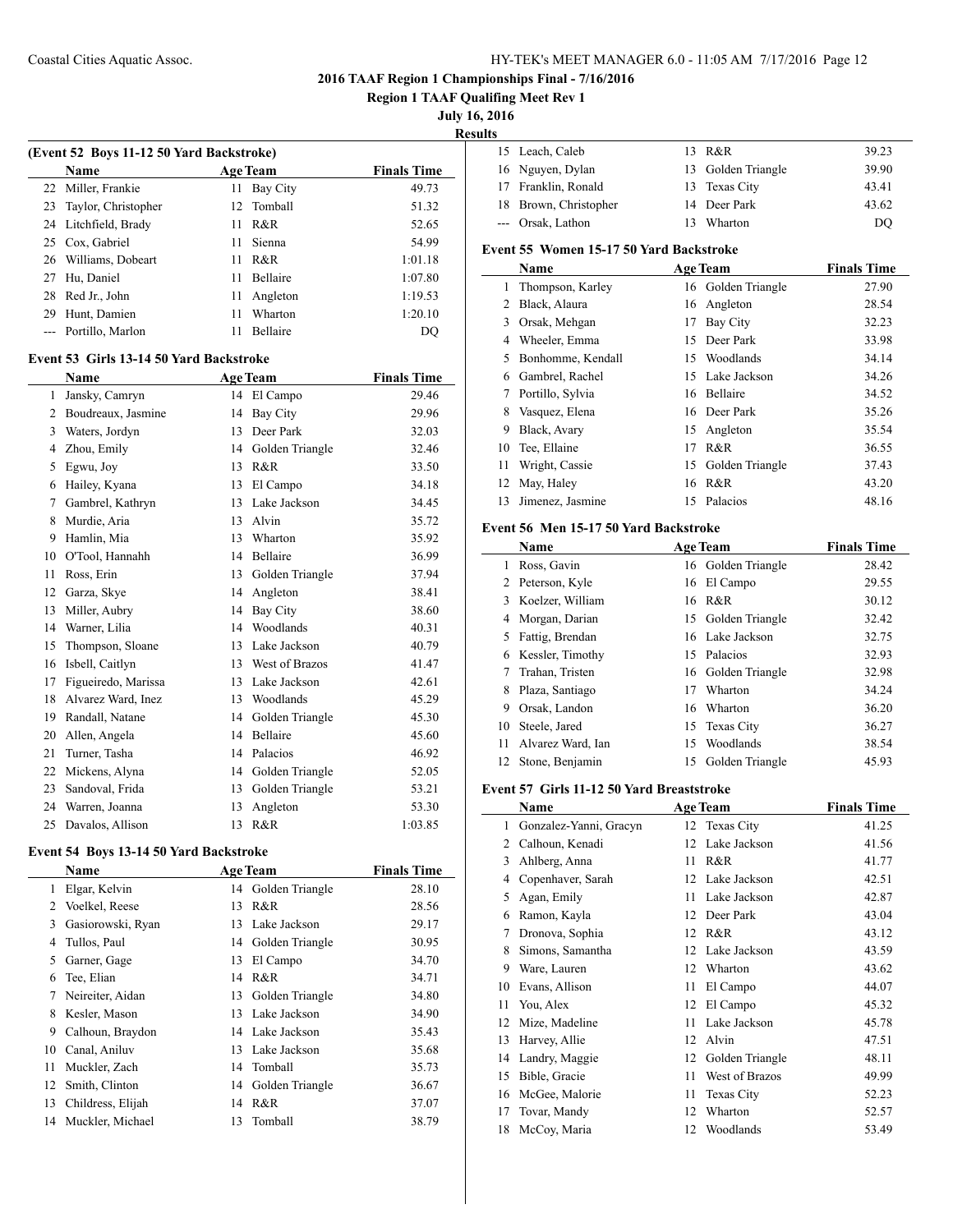# 2016 TAAF Region 1 Championships Final - 7/16/2016

**Region 1 TAAF Qualifing Meet Rev 1**

**July 16, 2016**

**Results**

### (Event 52 Boys 11-12 50 Yard Backstroke)

| | Name | Age | Team | Finals Time |
|---|---|---|---|---|
| 22 | Miller, Frankie | 11 | Bay City | 49.73 |
| 23 | Taylor, Christopher | 12 | Tomball | 51.32 |
| 24 | Litchfield, Brady | 11 | R&R | 52.65 |
| 25 | Cox, Gabriel | 11 | Sienna | 54.99 |
| 26 | Williams, Dobeart | 11 | R&R | 1:01.18 |
| 27 | Hu, Daniel | 11 | Bellaire | 1:07.80 |
| 28 | Red Jr., John | 11 | Angleton | 1:19.53 |
| 29 | Hunt, Damien | 11 | Wharton | 1:20.10 |
| --- | Portillo, Marlon | 11 | Bellaire | DQ |

### Event 53 Girls 13-14 50 Yard Backstroke

| | Name | Age | Team | Finals Time |
|---|---|---|---|---|
| 1 | Jansky, Camryn | 14 | El Campo | 29.46 |
| 2 | Boudreaux, Jasmine | 14 | Bay City | 29.96 |
| 3 | Waters, Jordyn | 13 | Deer Park | 32.03 |
| 4 | Zhou, Emily | 14 | Golden Triangle | 32.46 |
| 5 | Egwu, Joy | 13 | R&R | 33.50 |
| 6 | Hailey, Kyana | 13 | El Campo | 34.18 |
| 7 | Gambrel, Kathryn | 13 | Lake Jackson | 34.45 |
| 8 | Murdie, Aria | 13 | Alvin | 35.72 |
| 9 | Hamlin, Mia | 13 | Wharton | 35.92 |
| 10 | O'Tool, Hannahh | 14 | Bellaire | 36.99 |
| 11 | Ross, Erin | 13 | Golden Triangle | 37.94 |
| 12 | Garza, Skye | 14 | Angleton | 38.41 |
| 13 | Miller, Aubry | 14 | Bay City | 38.60 |
| 14 | Warner, Lilia | 14 | Woodlands | 40.31 |
| 15 | Thompson, Sloane | 13 | Lake Jackson | 40.79 |
| 16 | Isbell, Caitlyn | 13 | West of Brazos | 41.47 |
| 17 | Figueiredo, Marissa | 13 | Lake Jackson | 42.61 |
| 18 | Alvarez Ward, Inez | 13 | Woodlands | 45.29 |
| 19 | Randall, Natane | 14 | Golden Triangle | 45.30 |
| 20 | Allen, Angela | 14 | Bellaire | 45.60 |
| 21 | Turner, Tasha | 14 | Palacios | 46.92 |
| 22 | Mickens, Alyna | 14 | Golden Triangle | 52.05 |
| 23 | Sandoval, Frida | 13 | Golden Triangle | 53.21 |
| 24 | Warren, Joanna | 13 | Angleton | 53.30 |
| 25 | Davalos, Allison | 13 | R&R | 1:03.85 |

### Event 54 Boys 13-14 50 Yard Backstroke

| | Name | Age | Team | Finals Time |
|---|---|---|---|---|
| 1 | Elgar, Kelvin | 14 | Golden Triangle | 28.10 |
| 2 | Voelkel, Reese | 13 | R&R | 28.56 |
| 3 | Gasiorowski, Ryan | 13 | Lake Jackson | 29.17 |
| 4 | Tullos, Paul | 14 | Golden Triangle | 30.95 |
| 5 | Garner, Gage | 13 | El Campo | 34.70 |
| 6 | Tee, Elian | 14 | R&R | 34.71 |
| 7 | Neireiter, Aidan | 13 | Golden Triangle | 34.80 |
| 8 | Kesler, Mason | 13 | Lake Jackson | 34.90 |
| 9 | Calhoun, Braydon | 14 | Lake Jackson | 35.43 |
| 10 | Canal, Aniluv | 13 | Lake Jackson | 35.68 |
| 11 | Muckler, Zach | 14 | Tomball | 35.73 |
| 12 | Smith, Clinton | 14 | Golden Triangle | 36.67 |
| 13 | Childress, Elijah | 14 | R&R | 37.07 |
| 14 | Muckler, Michael | 13 | Tomball | 38.79 |
| 15 | Leach, Caleb | 13 | R&R | 39.23 |
| 16 | Nguyen, Dylan | 13 | Golden Triangle | 39.90 |
| 17 | Franklin, Ronald | 13 | Texas City | 43.41 |
| 18 | Brown, Christopher | 14 | Deer Park | 43.62 |
| --- | Orsak, Lathon | 13 | Wharton | DQ |

### Event 55 Women 15-17 50 Yard Backstroke

| | Name | Age | Team | Finals Time |
|---|---|---|---|---|
| 1 | Thompson, Karley | 16 | Golden Triangle | 27.90 |
| 2 | Black, Alaura | 16 | Angleton | 28.54 |
| 3 | Orsak, Mehgan | 17 | Bay City | 32.23 |
| 4 | Wheeler, Emma | 15 | Deer Park | 33.98 |
| 5 | Bonhomme, Kendall | 15 | Woodlands | 34.14 |
| 6 | Gambrel, Rachel | 15 | Lake Jackson | 34.26 |
| 7 | Portillo, Sylvia | 16 | Bellaire | 34.52 |
| 8 | Vasquez, Elena | 16 | Deer Park | 35.26 |
| 9 | Black, Avary | 15 | Angleton | 35.54 |
| 10 | Tee, Ellaine | 17 | R&R | 36.55 |
| 11 | Wright, Cassie | 15 | Golden Triangle | 37.43 |
| 12 | May, Haley | 16 | R&R | 43.20 |
| 13 | Jimenez, Jasmine | 15 | Palacios | 48.16 |

### Event 56 Men 15-17 50 Yard Backstroke

| | Name | Age | Team | Finals Time |
|---|---|---|---|---|
| 1 | Ross, Gavin | 16 | Golden Triangle | 28.42 |
| 2 | Peterson, Kyle | 16 | El Campo | 29.55 |
| 3 | Koelzer, William | 16 | R&R | 30.12 |
| 4 | Morgan, Darian | 15 | Golden Triangle | 32.42 |
| 5 | Fattig, Brendan | 16 | Lake Jackson | 32.75 |
| 6 | Kessler, Timothy | 15 | Palacios | 32.93 |
| 7 | Trahan, Tristen | 16 | Golden Triangle | 32.98 |
| 8 | Plaza, Santiago | 17 | Wharton | 34.24 |
| 9 | Orsak, Landon | 16 | Wharton | 36.20 |
| 10 | Steele, Jared | 15 | Texas City | 36.27 |
| 11 | Alvarez Ward, Ian | 15 | Woodlands | 38.54 |
| 12 | Stone, Benjamin | 15 | Golden Triangle | 45.93 |

### Event 57 Girls 11-12 50 Yard Breaststroke

| | Name | Age | Team | Finals Time |
|---|---|---|---|---|
| 1 | Gonzalez-Yanni, Gracyn | 12 | Texas City | 41.25 |
| 2 | Calhoun, Kenadi | 12 | Lake Jackson | 41.56 |
| 3 | Ahlberg, Anna | 11 | R&R | 41.77 |
| 4 | Copenhaver, Sarah | 12 | Lake Jackson | 42.51 |
| 5 | Agan, Emily | 11 | Lake Jackson | 42.87 |
| 6 | Ramon, Kayla | 12 | Deer Park | 43.04 |
| 7 | Dronova, Sophia | 12 | R&R | 43.12 |
| 8 | Simons, Samantha | 12 | Lake Jackson | 43.59 |
| 9 | Ware, Lauren | 12 | Wharton | 43.62 |
| 10 | Evans, Allison | 11 | El Campo | 44.07 |
| 11 | You, Alex | 12 | El Campo | 45.32 |
| 12 | Mize, Madeline | 11 | Lake Jackson | 45.78 |
| 13 | Harvey, Allie | 12 | Alvin | 47.51 |
| 14 | Landry, Maggie | 12 | Golden Triangle | 48.11 |
| 15 | Bible, Gracie | 11 | West of Brazos | 49.99 |
| 16 | McGee, Malorie | 11 | Texas City | 52.23 |
| 17 | Tovar, Mandy | 12 | Wharton | 52.57 |
| 18 | McCoy, Maria | 12 | Woodlands | 53.49 |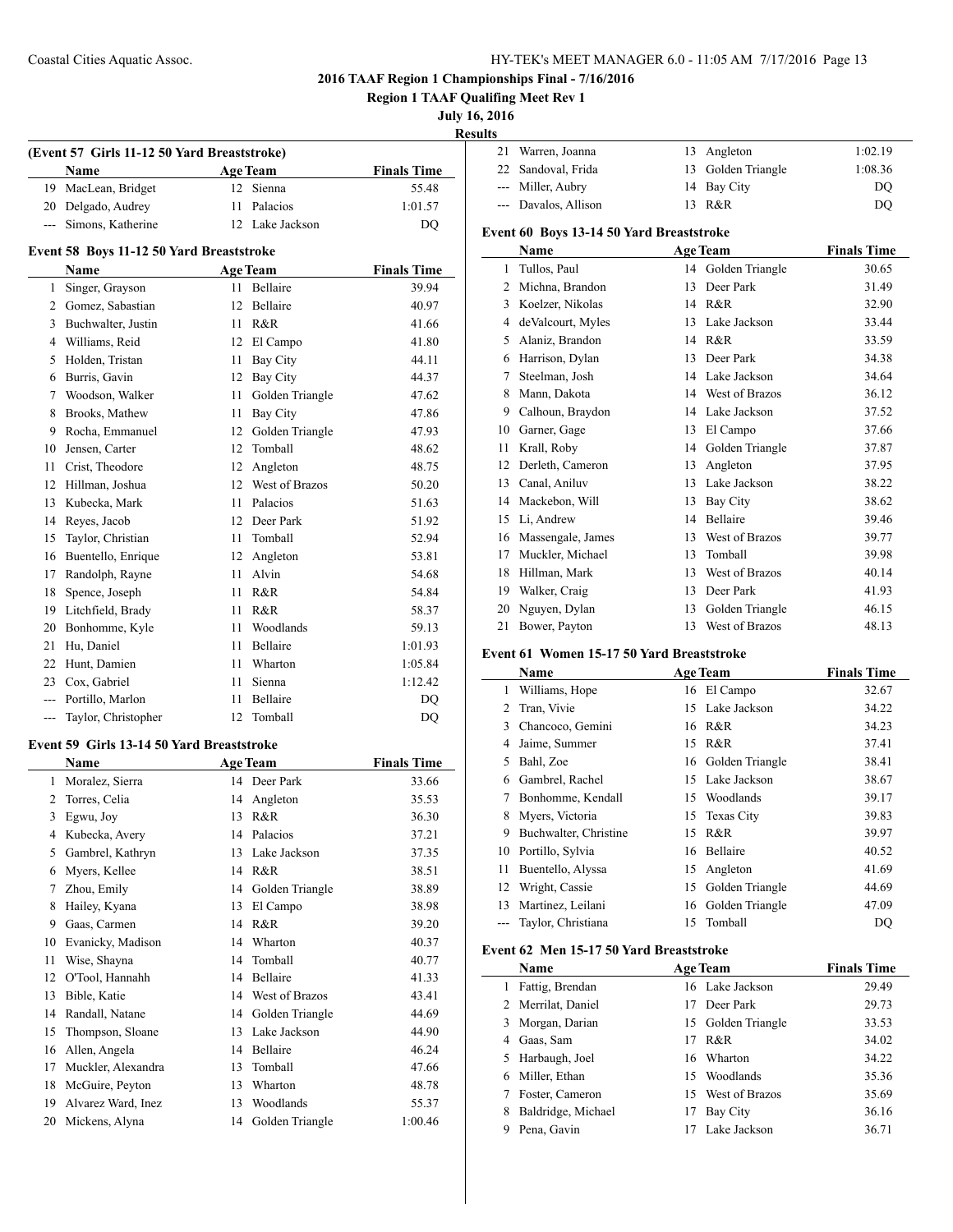# 2016 TAAF Region 1 Championships Final - 7/16/2016

**Region 1 TAAF Qualifing Meet Rev 1**

**July 16, 2016**

**Results**

### (Event 57 Girls 11-12 50 Yard Breaststroke)

| | Name | Age | Team | Finals Time |
|---|---|---|---|---|
| 19 | MacLean, Bridget | 12 | Sienna | 55.48 |
| 20 | Delgado, Audrey | 11 | Palacios | 1:01.57 |
| --- | Simons, Katherine | 12 | Lake Jackson | DQ |

### Event 58 Boys 11-12 50 Yard Breaststroke

| | Name | Age | Team | Finals Time |
|---|---|---|---|---|
| 1 | Singer, Grayson | 11 | Bellaire | 39.94 |
| 2 | Gomez, Sabastian | 12 | Bellaire | 40.97 |
| 3 | Buchwalter, Justin | 11 | R&R | 41.66 |
| 4 | Williams, Reid | 12 | El Campo | 41.80 |
| 5 | Holden, Tristan | 11 | Bay City | 44.11 |
| 6 | Burris, Gavin | 12 | Bay City | 44.37 |
| 7 | Woodson, Walker | 11 | Golden Triangle | 47.62 |
| 8 | Brooks, Mathew | 11 | Bay City | 47.86 |
| 9 | Rocha, Emmanuel | 12 | Golden Triangle | 47.93 |
| 10 | Jensen, Carter | 12 | Tomball | 48.62 |
| 11 | Crist, Theodore | 12 | Angleton | 48.75 |
| 12 | Hillman, Joshua | 12 | West of Brazos | 50.20 |
| 13 | Kubecka, Mark | 11 | Palacios | 51.63 |
| 14 | Reyes, Jacob | 12 | Deer Park | 51.92 |
| 15 | Taylor, Christian | 11 | Tomball | 52.94 |
| 16 | Buentello, Enrique | 12 | Angleton | 53.81 |
| 17 | Randolph, Rayne | 11 | Alvin | 54.68 |
| 18 | Spence, Joseph | 11 | R&R | 54.84 |
| 19 | Litchfield, Brady | 11 | R&R | 58.37 |
| 20 | Bonhomme, Kyle | 11 | Woodlands | 59.13 |
| 21 | Hu, Daniel | 11 | Bellaire | 1:01.93 |
| 22 | Hunt, Damien | 11 | Wharton | 1:05.84 |
| 23 | Cox, Gabriel | 11 | Sienna | 1:12.42 |
| --- | Portillo, Marlon | 11 | Bellaire | DQ |
| --- | Taylor, Christopher | 12 | Tomball | DQ |

### Event 59 Girls 13-14 50 Yard Breaststroke

| | Name | Age | Team | Finals Time |
|---|---|---|---|---|
| 1 | Moralez, Sierra | 14 | Deer Park | 33.66 |
| 2 | Torres, Celia | 14 | Angleton | 35.53 |
| 3 | Egwu, Joy | 13 | R&R | 36.30 |
| 4 | Kubecka, Avery | 14 | Palacios | 37.21 |
| 5 | Gambrel, Kathryn | 13 | Lake Jackson | 37.35 |
| 6 | Myers, Kellee | 14 | R&R | 38.51 |
| 7 | Zhou, Emily | 14 | Golden Triangle | 38.89 |
| 8 | Hailey, Kyana | 13 | El Campo | 38.98 |
| 9 | Gaas, Carmen | 14 | R&R | 39.20 |
| 10 | Evanicky, Madison | 14 | Wharton | 40.37 |
| 11 | Wise, Shayna | 14 | Tomball | 40.77 |
| 12 | O'Tool, Hannahh | 14 | Bellaire | 41.33 |
| 13 | Bible, Katie | 14 | West of Brazos | 43.41 |
| 14 | Randall, Natane | 14 | Golden Triangle | 44.69 |
| 15 | Thompson, Sloane | 13 | Lake Jackson | 44.90 |
| 16 | Allen, Angela | 14 | Bellaire | 46.24 |
| 17 | Muckler, Alexandra | 13 | Tomball | 47.66 |
| 18 | McGuire, Peyton | 13 | Wharton | 48.78 |
| 19 | Alvarez Ward, Inez | 13 | Woodlands | 55.37 |
| 20 | Mickens, Alyna | 14 | Golden Triangle | 1:00.46 |
| 21 | Warren, Joanna | 13 | Angleton | 1:02.19 |
| 22 | Sandoval, Frida | 13 | Golden Triangle | 1:08.36 |
| --- | Miller, Aubry | 14 | Bay City | DQ |
| --- | Davalos, Allison | 13 | R&R | DQ |

### Event 60 Boys 13-14 50 Yard Breaststroke

| | Name | Age | Team | Finals Time |
|---|---|---|---|---|
| 1 | Tullos, Paul | 14 | Golden Triangle | 30.65 |
| 2 | Michna, Brandon | 13 | Deer Park | 31.49 |
| 3 | Koelzer, Nikolas | 14 | R&R | 32.90 |
| 4 | deValcourt, Myles | 13 | Lake Jackson | 33.44 |
| 5 | Alaniz, Brandon | 14 | R&R | 33.59 |
| 6 | Harrison, Dylan | 13 | Deer Park | 34.38 |
| 7 | Steelman, Josh | 14 | Lake Jackson | 34.64 |
| 8 | Mann, Dakota | 14 | West of Brazos | 36.12 |
| 9 | Calhoun, Braydon | 14 | Lake Jackson | 37.52 |
| 10 | Garner, Gage | 13 | El Campo | 37.66 |
| 11 | Krall, Roby | 14 | Golden Triangle | 37.87 |
| 12 | Derleth, Cameron | 13 | Angleton | 37.95 |
| 13 | Canal, Aniluv | 13 | Lake Jackson | 38.22 |
| 14 | Mackebon, Will | 13 | Bay City | 38.62 |
| 15 | Li, Andrew | 14 | Bellaire | 39.46 |
| 16 | Massengale, James | 13 | West of Brazos | 39.77 |
| 17 | Muckler, Michael | 13 | Tomball | 39.98 |
| 18 | Hillman, Mark | 13 | West of Brazos | 40.14 |
| 19 | Walker, Craig | 13 | Deer Park | 41.93 |
| 20 | Nguyen, Dylan | 13 | Golden Triangle | 46.15 |
| 21 | Bower, Payton | 13 | West of Brazos | 48.13 |

### Event 61 Women 15-17 50 Yard Breaststroke

| | Name | Age | Team | Finals Time |
|---|---|---|---|---|
| 1 | Williams, Hope | 16 | El Campo | 32.67 |
| 2 | Tran, Vivie | 15 | Lake Jackson | 34.22 |
| 3 | Chancoco, Gemini | 16 | R&R | 34.23 |
| 4 | Jaime, Summer | 15 | R&R | 37.41 |
| 5 | Bahl, Zoe | 16 | Golden Triangle | 38.41 |
| 6 | Gambrel, Rachel | 15 | Lake Jackson | 38.67 |
| 7 | Bonhomme, Kendall | 15 | Woodlands | 39.17 |
| 8 | Myers, Victoria | 15 | Texas City | 39.83 |
| 9 | Buchwalter, Christine | 15 | R&R | 39.97 |
| 10 | Portillo, Sylvia | 16 | Bellaire | 40.52 |
| 11 | Buentello, Alyssa | 15 | Angleton | 41.69 |
| 12 | Wright, Cassie | 15 | Golden Triangle | 44.69 |
| 13 | Martinez, Leilani | 16 | Golden Triangle | 47.09 |
| --- | Taylor, Christiana | 15 | Tomball | DQ |

### Event 62 Men 15-17 50 Yard Breaststroke

| | Name | Age | Team | Finals Time |
|---|---|---|---|---|
| 1 | Fattig, Brendan | 16 | Lake Jackson | 29.49 |
| 2 | Merrilat, Daniel | 17 | Deer Park | 29.73 |
| 3 | Morgan, Darian | 15 | Golden Triangle | 33.53 |
| 4 | Gaas, Sam | 17 | R&R | 34.02 |
| 5 | Harbaugh, Joel | 16 | Wharton | 34.22 |
| 6 | Miller, Ethan | 15 | Woodlands | 35.36 |
| 7 | Foster, Cameron | 15 | West of Brazos | 35.69 |
| 8 | Baldridge, Michael | 17 | Bay City | 36.16 |
| 9 | Pena, Gavin | 17 | Lake Jackson | 36.71 |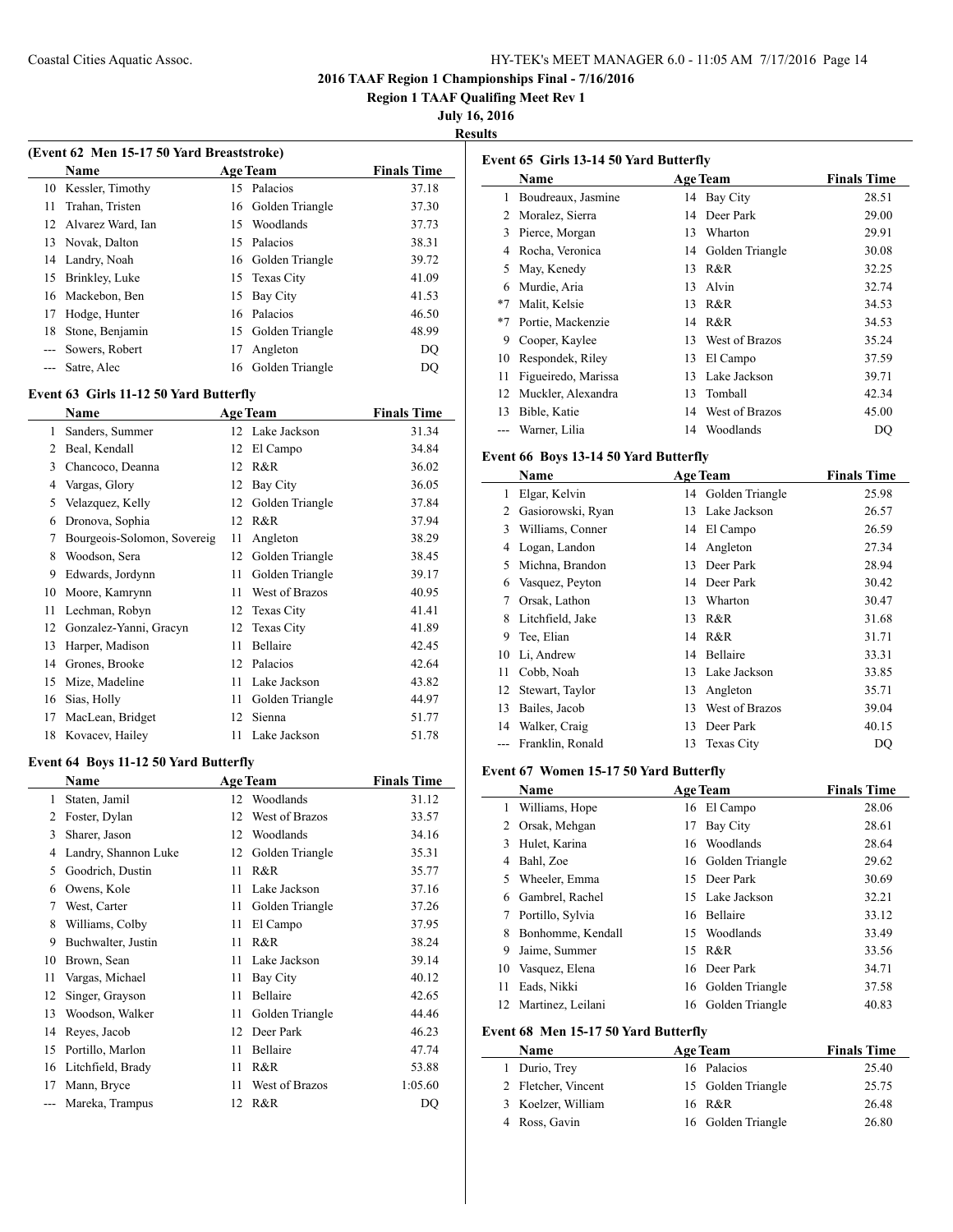# 2016 TAAF Region 1 Championships Final - 7/16/2016

**Region 1 TAAF Qualifing Meet Rev 1**

**July 16, 2016**

**Results**

### (Event 62 Men 15-17 50 Yard Breaststroke)

| | Name | Age | Team | Finals Time |
|---|---|---|---|---|
| 10 | Kessler, Timothy | 15 | Palacios | 37.18 |
| 11 | Trahan, Tristen | 16 | Golden Triangle | 37.30 |
| 12 | Alvarez Ward, Ian | 15 | Woodlands | 37.73 |
| 13 | Novak, Dalton | 15 | Palacios | 38.31 |
| 14 | Landry, Noah | 16 | Golden Triangle | 39.72 |
| 15 | Brinkley, Luke | 15 | Texas City | 41.09 |
| 16 | Mackebon, Ben | 15 | Bay City | 41.53 |
| 17 | Hodge, Hunter | 16 | Palacios | 46.50 |
| 18 | Stone, Benjamin | 15 | Golden Triangle | 48.99 |
| --- | Sowers, Robert | 17 | Angleton | DQ |
| --- | Satre, Alec | 16 | Golden Triangle | DQ |

### Event 63 Girls 11-12 50 Yard Butterfly

| | Name | Age | Team | Finals Time |
|---|---|---|---|---|
| 1 | Sanders, Summer | 12 | Lake Jackson | 31.34 |
| 2 | Beal, Kendall | 12 | El Campo | 34.84 |
| 3 | Chancoco, Deanna | 12 | R&R | 36.02 |
| 4 | Vargas, Glory | 12 | Bay City | 36.05 |
| 5 | Velazquez, Kelly | 12 | Golden Triangle | 37.84 |
| 6 | Dronova, Sophia | 12 | R&R | 37.94 |
| 7 | Bourgeois-Solomon, Sovereig | 11 | Angleton | 38.29 |
| 8 | Woodson, Sera | 12 | Golden Triangle | 38.45 |
| 9 | Edwards, Jordynn | 11 | Golden Triangle | 39.17 |
| 10 | Moore, Kamrynn | 11 | West of Brazos | 40.95 |
| 11 | Lechman, Robyn | 12 | Texas City | 41.41 |
| 12 | Gonzalez-Yanni, Gracyn | 12 | Texas City | 41.89 |
| 13 | Harper, Madison | 11 | Bellaire | 42.45 |
| 14 | Grones, Brooke | 12 | Palacios | 42.64 |
| 15 | Mize, Madeline | 11 | Lake Jackson | 43.82 |
| 16 | Sias, Holly | 11 | Golden Triangle | 44.97 |
| 17 | MacLean, Bridget | 12 | Sienna | 51.77 |
| 18 | Kovacev, Hailey | 11 | Lake Jackson | 51.78 |

### Event 64 Boys 11-12 50 Yard Butterfly

| | Name | Age | Team | Finals Time |
|---|---|---|---|---|
| 1 | Staten, Jamil | 12 | Woodlands | 31.12 |
| 2 | Foster, Dylan | 12 | West of Brazos | 33.57 |
| 3 | Sharer, Jason | 12 | Woodlands | 34.16 |
| 4 | Landry, Shannon Luke | 12 | Golden Triangle | 35.31 |
| 5 | Goodrich, Dustin | 11 | R&R | 35.77 |
| 6 | Owens, Kole | 11 | Lake Jackson | 37.16 |
| 7 | West, Carter | 11 | Golden Triangle | 37.26 |
| 8 | Williams, Colby | 11 | El Campo | 37.95 |
| 9 | Buchwalter, Justin | 11 | R&R | 38.24 |
| 10 | Brown, Sean | 11 | Lake Jackson | 39.14 |
| 11 | Vargas, Michael | 11 | Bay City | 40.12 |
| 12 | Singer, Grayson | 11 | Bellaire | 42.65 |
| 13 | Woodson, Walker | 11 | Golden Triangle | 44.46 |
| 14 | Reyes, Jacob | 12 | Deer Park | 46.23 |
| 15 | Portillo, Marlon | 11 | Bellaire | 47.74 |
| 16 | Litchfield, Brady | 11 | R&R | 53.88 |
| 17 | Mann, Bryce | 11 | West of Brazos | 1:05.60 |
| --- | Mareka, Trampus | 12 | R&R | DQ |

### Event 65 Girls 13-14 50 Yard Butterfly

| | Name | Age | Team | Finals Time |
|---|---|---|---|---|
| 1 | Boudreaux, Jasmine | 14 | Bay City | 28.51 |
| 2 | Moralez, Sierra | 14 | Deer Park | 29.00 |
| 3 | Pierce, Morgan | 13 | Wharton | 29.91 |
| 4 | Rocha, Veronica | 14 | Golden Triangle | 30.08 |
| 5 | May, Kenedy | 13 | R&R | 32.25 |
| 6 | Murdie, Aria | 13 | Alvin | 32.74 |
| *7 | Malit, Kelsie | 13 | R&R | 34.53 |
| *7 | Portie, Mackenzie | 14 | R&R | 34.53 |
| 9 | Cooper, Kaylee | 13 | West of Brazos | 35.24 |
| 10 | Respondek, Riley | 13 | El Campo | 37.59 |
| 11 | Figueiredo, Marissa | 13 | Lake Jackson | 39.71 |
| 12 | Muckler, Alexandra | 13 | Tomball | 42.34 |
| 13 | Bible, Katie | 14 | West of Brazos | 45.00 |
| --- | Warner, Lilia | 14 | Woodlands | DQ |

### Event 66 Boys 13-14 50 Yard Butterfly

| | Name | Age | Team | Finals Time |
|---|---|---|---|---|
| 1 | Elgar, Kelvin | 14 | Golden Triangle | 25.98 |
| 2 | Gasiorowski, Ryan | 13 | Lake Jackson | 26.57 |
| 3 | Williams, Conner | 14 | El Campo | 26.59 |
| 4 | Logan, Landon | 14 | Angleton | 27.34 |
| 5 | Michna, Brandon | 13 | Deer Park | 28.94 |
| 6 | Vasquez, Peyton | 14 | Deer Park | 30.42 |
| 7 | Orsak, Lathon | 13 | Wharton | 30.47 |
| 8 | Litchfield, Jake | 13 | R&R | 31.68 |
| 9 | Tee, Elian | 14 | R&R | 31.71 |
| 10 | Li, Andrew | 14 | Bellaire | 33.31 |
| 11 | Cobb, Noah | 13 | Lake Jackson | 33.85 |
| 12 | Stewart, Taylor | 13 | Angleton | 35.71 |
| 13 | Bailes, Jacob | 13 | West of Brazos | 39.04 |
| 14 | Walker, Craig | 13 | Deer Park | 40.15 |
| --- | Franklin, Ronald | 13 | Texas City | DQ |

### Event 67 Women 15-17 50 Yard Butterfly

| | Name | Age | Team | Finals Time |
|---|---|---|---|---|
| 1 | Williams, Hope | 16 | El Campo | 28.06 |
| 2 | Orsak, Mehgan | 17 | Bay City | 28.61 |
| 3 | Hulet, Karina | 16 | Woodlands | 28.64 |
| 4 | Bahl, Zoe | 16 | Golden Triangle | 29.62 |
| 5 | Wheeler, Emma | 15 | Deer Park | 30.69 |
| 6 | Gambrel, Rachel | 15 | Lake Jackson | 32.21 |
| 7 | Portillo, Sylvia | 16 | Bellaire | 33.12 |
| 8 | Bonhomme, Kendall | 15 | Woodlands | 33.49 |
| 9 | Jaime, Summer | 15 | R&R | 33.56 |
| 10 | Vasquez, Elena | 16 | Deer Park | 34.71 |
| 11 | Eads, Nikki | 16 | Golden Triangle | 37.58 |
| 12 | Martinez, Leilani | 16 | Golden Triangle | 40.83 |

### Event 68 Men 15-17 50 Yard Butterfly

| | Name | Age | Team | Finals Time |
|---|---|---|---|---|
| 1 | Durio, Trey | 16 | Palacios | 25.40 |
| 2 | Fletcher, Vincent | 15 | Golden Triangle | 25.75 |
| 3 | Koelzer, William | 16 | R&R | 26.48 |
| 4 | Ross, Gavin | 16 | Golden Triangle | 26.80 |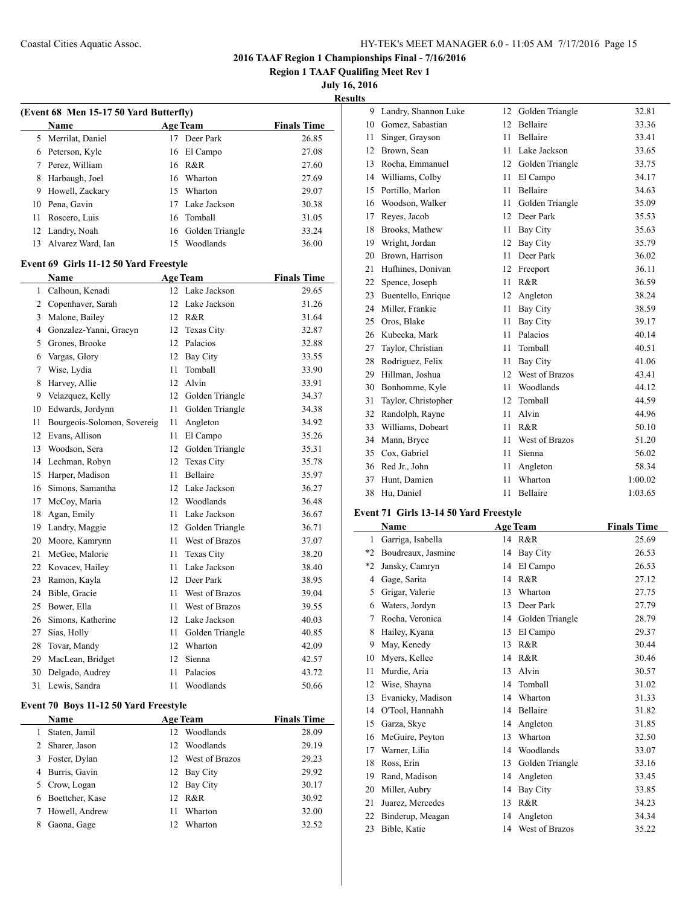## 2016 TAAF Region 1 Championships Final - 7/16/2016

**Region 1 TAAF Qualifing Meet Rev 1**

**July 16, 2016**

**Results**

### (Event 68 Men 15-17 50 Yard Butterfly)

| | Name | Age | Team | Finals Time |
|---|---|---|---|---|
| 5 | Merrilat, Daniel | 17 | Deer Park | 26.85 |
| 6 | Peterson, Kyle | 16 | El Campo | 27.08 |
| 7 | Perez, William | 16 | R&R | 27.60 |
| 8 | Harbaugh, Joel | 16 | Wharton | 27.69 |
| 9 | Howell, Zackary | 15 | Wharton | 29.07 |
| 10 | Pena, Gavin | 17 | Lake Jackson | 30.38 |
| 11 | Roscero, Luis | 16 | Tomball | 31.05 |
| 12 | Landry, Noah | 16 | Golden Triangle | 33.24 |
| 13 | Alvarez Ward, Ian | 15 | Woodlands | 36.00 |

### Event 69 Girls 11-12 50 Yard Freestyle

| | Name | Age | Team | Finals Time |
|---|---|---|---|---|
| 1 | Calhoun, Kenadi | 12 | Lake Jackson | 29.65 |
| 2 | Copenhaver, Sarah | 12 | Lake Jackson | 31.26 |
| 3 | Malone, Bailey | 12 | R&R | 31.64 |
| 4 | Gonzalez-Yanni, Gracyn | 12 | Texas City | 32.87 |
| 5 | Grones, Brooke | 12 | Palacios | 32.88 |
| 6 | Vargas, Glory | 12 | Bay City | 33.55 |
| 7 | Wise, Lydia | 11 | Tomball | 33.90 |
| 8 | Harvey, Allie | 12 | Alvin | 33.91 |
| 9 | Velazquez, Kelly | 12 | Golden Triangle | 34.37 |
| 10 | Edwards, Jordynn | 11 | Golden Triangle | 34.38 |
| 11 | Bourgeois-Solomon, Sovereig | 11 | Angleton | 34.92 |
| 12 | Evans, Allison | 11 | El Campo | 35.26 |
| 13 | Woodson, Sera | 12 | Golden Triangle | 35.31 |
| 14 | Lechman, Robyn | 12 | Texas City | 35.78 |
| 15 | Harper, Madison | 11 | Bellaire | 35.97 |
| 16 | Simons, Samantha | 12 | Lake Jackson | 36.27 |
| 17 | McCoy, Maria | 12 | Woodlands | 36.48 |
| 18 | Agan, Emily | 11 | Lake Jackson | 36.67 |
| 19 | Landry, Maggie | 12 | Golden Triangle | 36.71 |
| 20 | Moore, Kamrynn | 11 | West of Brazos | 37.07 |
| 21 | McGee, Malorie | 11 | Texas City | 38.20 |
| 22 | Kovacev, Hailey | 11 | Lake Jackson | 38.40 |
| 23 | Ramon, Kayla | 12 | Deer Park | 38.95 |
| 24 | Bible, Gracie | 11 | West of Brazos | 39.04 |
| 25 | Bower, Ella | 11 | West of Brazos | 39.55 |
| 26 | Simons, Katherine | 12 | Lake Jackson | 40.03 |
| 27 | Sias, Holly | 11 | Golden Triangle | 40.85 |
| 28 | Tovar, Mandy | 12 | Wharton | 42.09 |
| 29 | MacLean, Bridget | 12 | Sienna | 42.57 |
| 30 | Delgado, Audrey | 11 | Palacios | 43.72 |
| 31 | Lewis, Sandra | 11 | Woodlands | 50.66 |

### Event 70 Boys 11-12 50 Yard Freestyle

| | Name | Age | Team | Finals Time |
|---|---|---|---|---|
| 1 | Staten, Jamil | 12 | Woodlands | 28.09 |
| 2 | Sharer, Jason | 12 | Woodlands | 29.19 |
| 3 | Foster, Dylan | 12 | West of Brazos | 29.23 |
| 4 | Burris, Gavin | 12 | Bay City | 29.92 |
| 5 | Crow, Logan | 12 | Bay City | 30.17 |
| 6 | Boettcher, Kase | 12 | R&R | 30.92 |
| 7 | Howell, Andrew | 11 | Wharton | 32.00 |
| 8 | Gaona, Gage | 12 | Wharton | 32.52 |
| 9 | Landry, Shannon Luke | 12 | Golden Triangle | 32.81 |
| 10 | Gomez, Sabastian | 12 | Bellaire | 33.36 |
| 11 | Singer, Grayson | 11 | Bellaire | 33.41 |
| 12 | Brown, Sean | 11 | Lake Jackson | 33.65 |
| 13 | Rocha, Emmanuel | 12 | Golden Triangle | 33.75 |
| 14 | Williams, Colby | 11 | El Campo | 34.17 |
| 15 | Portillo, Marlon | 11 | Bellaire | 34.63 |
| 16 | Woodson, Walker | 11 | Golden Triangle | 35.09 |
| 17 | Reyes, Jacob | 12 | Deer Park | 35.53 |
| 18 | Brooks, Mathew | 11 | Bay City | 35.63 |
| 19 | Wright, Jordan | 12 | Bay City | 35.79 |
| 20 | Brown, Harrison | 11 | Deer Park | 36.02 |
| 21 | Hufhines, Donivan | 12 | Freeport | 36.11 |
| 22 | Spence, Joseph | 11 | R&R | 36.59 |
| 23 | Buentello, Enrique | 12 | Angleton | 38.24 |
| 24 | Miller, Frankie | 11 | Bay City | 38.59 |
| 25 | Oros, Blake | 11 | Bay City | 39.17 |
| 26 | Kubecka, Mark | 11 | Palacios | 40.14 |
| 27 | Taylor, Christian | 11 | Tomball | 40.51 |
| 28 | Rodriguez, Felix | 11 | Bay City | 41.06 |
| 29 | Hillman, Joshua | 12 | West of Brazos | 43.41 |
| 30 | Bonhomme, Kyle | 11 | Woodlands | 44.12 |
| 31 | Taylor, Christopher | 12 | Tomball | 44.59 |
| 32 | Randolph, Rayne | 11 | Alvin | 44.96 |
| 33 | Williams, Dobeart | 11 | R&R | 50.10 |
| 34 | Mann, Bryce | 11 | West of Brazos | 51.20 |
| 35 | Cox, Gabriel | 11 | Sienna | 56.02 |
| 36 | Red Jr., John | 11 | Angleton | 58.34 |
| 37 | Hunt, Damien | 11 | Wharton | 1:00.02 |
| 38 | Hu, Daniel | 11 | Bellaire | 1:03.65 |

### Event 71 Girls 13-14 50 Yard Freestyle

| | Name | Age | Team | Finals Time |
|---|---|---|---|---|
| 1 | Garriga, Isabella | 14 | R&R | 25.69 |
| *2 | Boudreaux, Jasmine | 14 | Bay City | 26.53 |
| *2 | Jansky, Camryn | 14 | El Campo | 26.53 |
| 4 | Gage, Sarita | 14 | R&R | 27.12 |
| 5 | Grigar, Valerie | 13 | Wharton | 27.75 |
| 6 | Waters, Jordyn | 13 | Deer Park | 27.79 |
| 7 | Rocha, Veronica | 14 | Golden Triangle | 28.79 |
| 8 | Hailey, Kyana | 13 | El Campo | 29.37 |
| 9 | May, Kenedy | 13 | R&R | 30.44 |
| 10 | Myers, Kellee | 14 | R&R | 30.46 |
| 11 | Murdie, Aria | 13 | Alvin | 30.57 |
| 12 | Wise, Shayna | 14 | Tomball | 31.02 |
| 13 | Evanicky, Madison | 14 | Wharton | 31.33 |
| 14 | O'Tool, Hannahh | 14 | Bellaire | 31.82 |
| 15 | Garza, Skye | 14 | Angleton | 31.85 |
| 16 | McGuire, Peyton | 13 | Wharton | 32.50 |
| 17 | Warner, Lilia | 14 | Woodlands | 33.07 |
| 18 | Ross, Erin | 13 | Golden Triangle | 33.16 |
| 19 | Rand, Madison | 14 | Angleton | 33.45 |
| 20 | Miller, Aubry | 14 | Bay City | 33.85 |
| 21 | Juarez, Mercedes | 13 | R&R | 34.23 |
| 22 | Binderup, Meagan | 14 | Angleton | 34.34 |
| 23 | Bible, Katie | 14 | West of Brazos | 35.22 |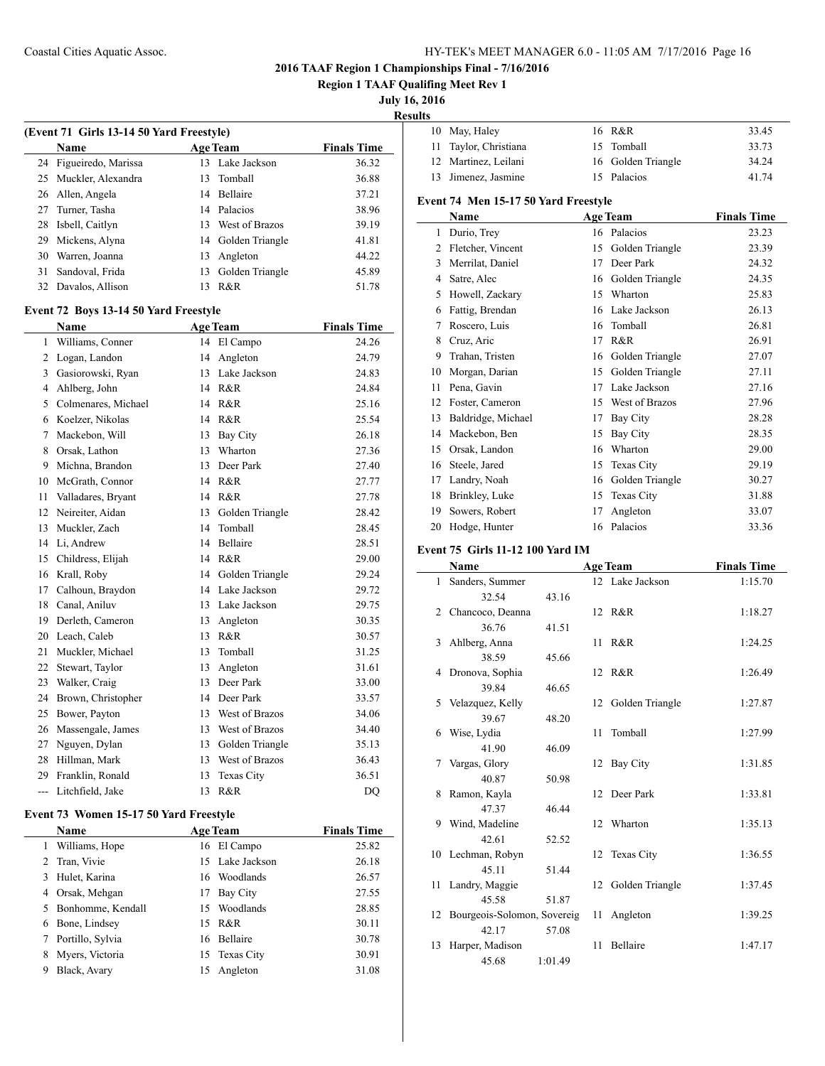**2016 TAAF Region 1 Championships Final - 7/16/2016**

**Region 1 TAAF Qualifing Meet Rev 1**

**July 16, 2016**

**Results**

### (Event 71 Girls 13-14 50 Yard Freestyle)

| | Name | Age | Team | Finals Time |
|---|---|---|---|---|
| 24 | Figueiredo, Marissa | 13 | Lake Jackson | 36.32 |
| 25 | Muckler, Alexandra | 13 | Tomball | 36.88 |
| 26 | Allen, Angela | 14 | Bellaire | 37.21 |
| 27 | Turner, Tasha | 14 | Palacios | 38.96 |
| 28 | Isbell, Caitlyn | 13 | West of Brazos | 39.19 |
| 29 | Mickens, Alyna | 14 | Golden Triangle | 41.81 |
| 30 | Warren, Joanna | 13 | Angleton | 44.22 |
| 31 | Sandoval, Frida | 13 | Golden Triangle | 45.89 |
| 32 | Davalos, Allison | 13 | R&R | 51.78 |

### Event 72 Boys 13-14 50 Yard Freestyle

| | Name | Age | Team | Finals Time |
|---|---|---|---|---|
| 1 | Williams, Conner | 14 | El Campo | 24.26 |
| 2 | Logan, Landon | 14 | Angleton | 24.79 |
| 3 | Gasiorowski, Ryan | 13 | Lake Jackson | 24.83 |
| 4 | Ahlberg, John | 14 | R&R | 24.84 |
| 5 | Colmenares, Michael | 14 | R&R | 25.16 |
| 6 | Koelzer, Nikolas | 14 | R&R | 25.54 |
| 7 | Mackebon, Will | 13 | Bay City | 26.18 |
| 8 | Orsak, Lathon | 13 | Wharton | 27.36 |
| 9 | Michna, Brandon | 13 | Deer Park | 27.40 |
| 10 | McGrath, Connor | 14 | R&R | 27.77 |
| 11 | Valladares, Bryant | 14 | R&R | 27.78 |
| 12 | Neireiter, Aidan | 13 | Golden Triangle | 28.42 |
| 13 | Muckler, Zach | 14 | Tomball | 28.45 |
| 14 | Li, Andrew | 14 | Bellaire | 28.51 |
| 15 | Childress, Elijah | 14 | R&R | 29.00 |
| 16 | Krall, Roby | 14 | Golden Triangle | 29.24 |
| 17 | Calhoun, Braydon | 14 | Lake Jackson | 29.72 |
| 18 | Canal, Aniluv | 13 | Lake Jackson | 29.75 |
| 19 | Derleth, Cameron | 13 | Angleton | 30.35 |
| 20 | Leach, Caleb | 13 | R&R | 30.57 |
| 21 | Muckler, Michael | 13 | Tomball | 31.25 |
| 22 | Stewart, Taylor | 13 | Angleton | 31.61 |
| 23 | Walker, Craig | 13 | Deer Park | 33.00 |
| 24 | Brown, Christopher | 14 | Deer Park | 33.57 |
| 25 | Bower, Payton | 13 | West of Brazos | 34.06 |
| 26 | Massengale, James | 13 | West of Brazos | 34.40 |
| 27 | Nguyen, Dylan | 13 | Golden Triangle | 35.13 |
| 28 | Hillman, Mark | 13 | West of Brazos | 36.43 |
| 29 | Franklin, Ronald | 13 | Texas City | 36.51 |
| --- | Litchfield, Jake | 13 | R&R | DQ |

### Event 73 Women 15-17 50 Yard Freestyle

| | Name | Age | Team | Finals Time |
|---|---|---|---|---|
| 1 | Williams, Hope | 16 | El Campo | 25.82 |
| 2 | Tran, Vivie | 15 | Lake Jackson | 26.18 |
| 3 | Hulet, Karina | 16 | Woodlands | 26.57 |
| 4 | Orsak, Mehgan | 17 | Bay City | 27.55 |
| 5 | Bonhomme, Kendall | 15 | Woodlands | 28.85 |
| 6 | Bone, Lindsey | 15 | R&R | 30.11 |
| 7 | Portillo, Sylvia | 16 | Bellaire | 30.78 |
| 8 | Myers, Victoria | 15 | Texas City | 30.91 |
| 9 | Black, Avary | 15 | Angleton | 31.08 |
| 10 | May, Haley | 16 | R&R | 33.45 |
| 11 | Taylor, Christiana | 15 | Tomball | 33.73 |
| 12 | Martinez, Leilani | 16 | Golden Triangle | 34.24 |
| 13 | Jimenez, Jasmine | 15 | Palacios | 41.74 |

### Event 74 Men 15-17 50 Yard Freestyle

| | Name | Age | Team | Finals Time |
|---|---|---|---|---|
| 1 | Durio, Trey | 16 | Palacios | 23.23 |
| 2 | Fletcher, Vincent | 15 | Golden Triangle | 23.39 |
| 3 | Merrilat, Daniel | 17 | Deer Park | 24.32 |
| 4 | Satre, Alec | 16 | Golden Triangle | 24.35 |
| 5 | Howell, Zackary | 15 | Wharton | 25.83 |
| 6 | Fattig, Brendan | 16 | Lake Jackson | 26.13 |
| 7 | Roscero, Luis | 16 | Tomball | 26.81 |
| 8 | Cruz, Aric | 17 | R&R | 26.91 |
| 9 | Trahan, Tristen | 16 | Golden Triangle | 27.07 |
| 10 | Morgan, Darian | 15 | Golden Triangle | 27.11 |
| 11 | Pena, Gavin | 17 | Lake Jackson | 27.16 |
| 12 | Foster, Cameron | 15 | West of Brazos | 27.96 |
| 13 | Baldridge, Michael | 17 | Bay City | 28.28 |
| 14 | Mackebon, Ben | 15 | Bay City | 28.35 |
| 15 | Orsak, Landon | 16 | Wharton | 29.00 |
| 16 | Steele, Jared | 15 | Texas City | 29.19 |
| 17 | Landry, Noah | 16 | Golden Triangle | 30.27 |
| 18 | Brinkley, Luke | 15 | Texas City | 31.88 |
| 19 | Sowers, Robert | 17 | Angleton | 33.07 |
| 20 | Hodge, Hunter | 16 | Palacios | 33.36 |

### Event 75 Girls 11-12 100 Yard IM

| | Name | Age | Team | Finals Time |
|---|---|---|---|---|
| 1 | Sanders, Summer | 12 | Lake Jackson | 1:15.70 |
| | 32.54 43.16 | | | |
| 2 | Chancoco, Deanna | 12 | R&R | 1:18.27 |
| | 36.76 41.51 | | | |
| 3 | Ahlberg, Anna | 11 | R&R | 1:24.25 |
| | 38.59 45.66 | | | |
| 4 | Dronova, Sophia | 12 | R&R | 1:26.49 |
| | 39.84 46.65 | | | |
| 5 | Velazquez, Kelly | 12 | Golden Triangle | 1:27.87 |
| | 39.67 48.20 | | | |
| 6 | Wise, Lydia | 11 | Tomball | 1:27.99 |
| | 41.90 46.09 | | | |
| 7 | Vargas, Glory | 12 | Bay City | 1:31.85 |
| | 40.87 50.98 | | | |
| 8 | Ramon, Kayla | 12 | Deer Park | 1:33.81 |
| | 47.37 46.44 | | | |
| 9 | Wind, Madeline | 12 | Wharton | 1:35.13 |
| | 42.61 52.52 | | | |
| 10 | Lechman, Robyn | 12 | Texas City | 1:36.55 |
| | 45.11 51.44 | | | |
| 11 | Landry, Maggie | 12 | Golden Triangle | 1:37.45 |
| | 45.58 51.87 | | | |
| 12 | Bourgeois-Solomon, Sovereig | 11 | Angleton | 1:39.25 |
| | 42.17 57.08 | | | |
| 13 | Harper, Madison | 11 | Bellaire | 1:47.17 |
| | 45.68 1:01.49 | | | |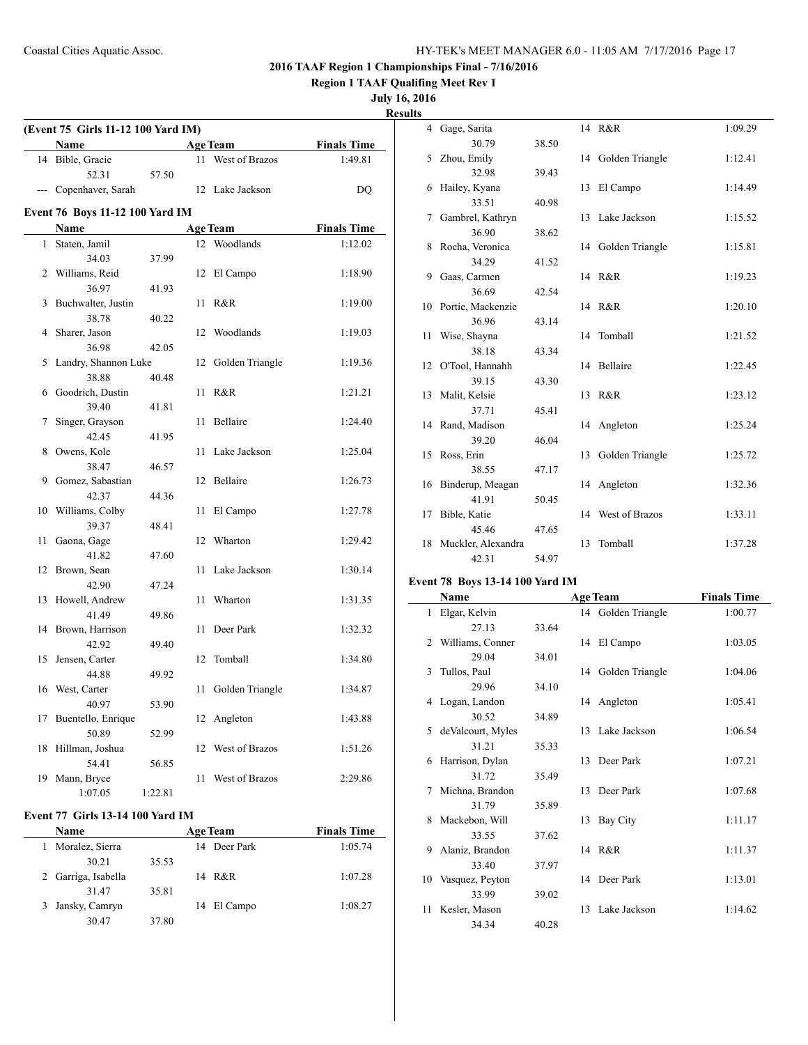**2016 TAAF Region 1 Championships Final - 7/16/2016**

**Region 1 TAAF Qualifing Meet Rev 1**

**July 16, 2016**

**Results**

**(Event 75 Girls 11-12 100 Yard IM)**

| | Name | Age | Team | Finals Time |
|---|---|---|---|---|
| 14 | Bible, Gracie | 11 | West of Brazos | 1:49.81 |
| | 52.31 57.50 | | | |
| --- | Copenhaver, Sarah | 12 | Lake Jackson | DQ |

**Event 76 Boys 11-12 100 Yard IM**

| | Name | Age | Team | Finals Time |
|---|---|---|---|---|
| 1 | Staten, Jamil | 12 | Woodlands | 1:12.02 |
| | 34.03 37.99 | | | |
| 2 | Williams, Reid | 12 | El Campo | 1:18.90 |
| | 36.97 41.93 | | | |
| 3 | Buchwalter, Justin | 11 | R&R | 1:19.00 |
| | 38.78 40.22 | | | |
| 4 | Sharer, Jason | 12 | Woodlands | 1:19.03 |
| | 36.98 42.05 | | | |
| 5 | Landry, Shannon Luke | 12 | Golden Triangle | 1:19.36 |
| | 38.88 40.48 | | | |
| 6 | Goodrich, Dustin | 11 | R&R | 1:21.21 |
| | 39.40 41.81 | | | |
| 7 | Singer, Grayson | 11 | Bellaire | 1:24.40 |
| | 42.45 41.95 | | | |
| 8 | Owens, Kole | 11 | Lake Jackson | 1:25.04 |
| | 38.47 46.57 | | | |
| 9 | Gomez, Sabastian | 12 | Bellaire | 1:26.73 |
| | 42.37 44.36 | | | |
| 10 | Williams, Colby | 11 | El Campo | 1:27.78 |
| | 39.37 48.41 | | | |
| 11 | Gaona, Gage | 12 | Wharton | 1:29.42 |
| | 41.82 47.60 | | | |
| 12 | Brown, Sean | 11 | Lake Jackson | 1:30.14 |
| | 42.90 47.24 | | | |
| 13 | Howell, Andrew | 11 | Wharton | 1:31.35 |
| | 41.49 49.86 | | | |
| 14 | Brown, Harrison | 11 | Deer Park | 1:32.32 |
| | 42.92 49.40 | | | |
| 15 | Jensen, Carter | 12 | Tomball | 1:34.80 |
| | 44.88 49.92 | | | |
| 16 | West, Carter | 11 | Golden Triangle | 1:34.87 |
| | 40.97 53.90 | | | |
| 17 | Buentello, Enrique | 12 | Angleton | 1:43.88 |
| | 50.89 52.99 | | | |
| 18 | Hillman, Joshua | 12 | West of Brazos | 1:51.26 |
| | 54.41 56.85 | | | |
| 19 | Mann, Bryce | 11 | West of Brazos | 2:29.86 |
| | 1:07.05 1:22.81 | | | |

**Event 77 Girls 13-14 100 Yard IM**

| | Name | Age | Team | Finals Time |
|---|---|---|---|---|
| 1 | Moralez, Sierra | 14 | Deer Park | 1:05.74 |
| | 30.21 35.53 | | | |
| 2 | Garriga, Isabella | 14 | R&R | 1:07.28 |
| | 31.47 35.81 | | | |
| 3 | Jansky, Camryn | 14 | El Campo | 1:08.27 |
| | 30.47 37.80 | | | |
| 4 | Gage, Sarita | 14 | R&R | 1:09.29 |
| | 30.79 38.50 | | | |
| 5 | Zhou, Emily | 14 | Golden Triangle | 1:12.41 |
| | 32.98 39.43 | | | |
| 6 | Hailey, Kyana | 13 | El Campo | 1:14.49 |
| | 33.51 40.98 | | | |
| 7 | Gambrel, Kathryn | 13 | Lake Jackson | 1:15.52 |
| | 36.90 38.62 | | | |
| 8 | Rocha, Veronica | 14 | Golden Triangle | 1:15.81 |
| | 34.29 41.52 | | | |
| 9 | Gaas, Carmen | 14 | R&R | 1:19.23 |
| | 36.69 42.54 | | | |
| 10 | Portie, Mackenzie | 14 | R&R | 1:20.10 |
| | 36.96 43.14 | | | |
| 11 | Wise, Shayna | 14 | Tomball | 1:21.52 |
| | 38.18 43.34 | | | |
| 12 | O'Tool, Hannahh | 14 | Bellaire | 1:22.45 |
| | 39.15 43.30 | | | |
| 13 | Malit, Kelsie | 13 | R&R | 1:23.12 |
| | 37.71 45.41 | | | |
| 14 | Rand, Madison | 14 | Angleton | 1:25.24 |
| | 39.20 46.04 | | | |
| 15 | Ross, Erin | 13 | Golden Triangle | 1:25.72 |
| | 38.55 47.17 | | | |
| 16 | Binderup, Meagan | 14 | Angleton | 1:32.36 |
| | 41.91 50.45 | | | |
| 17 | Bible, Katie | 14 | West of Brazos | 1:33.11 |
| | 45.46 47.65 | | | |
| 18 | Muckler, Alexandra | 13 | Tomball | 1:37.28 |
| | 42.31 54.97 | | | |

**Event 78 Boys 13-14 100 Yard IM**

| | Name | Age | Team | Finals Time |
|---|---|---|---|---|
| 1 | Elgar, Kelvin | 14 | Golden Triangle | 1:00.77 |
| | 27.13 33.64 | | | |
| 2 | Williams, Conner | 14 | El Campo | 1:03.05 |
| | 29.04 34.01 | | | |
| 3 | Tullos, Paul | 14 | Golden Triangle | 1:04.06 |
| | 29.96 34.10 | | | |
| 4 | Logan, Landon | 14 | Angleton | 1:05.41 |
| | 30.52 34.89 | | | |
| 5 | deValcourt, Myles | 13 | Lake Jackson | 1:06.54 |
| | 31.21 35.33 | | | |
| 6 | Harrison, Dylan | 13 | Deer Park | 1:07.21 |
| | 31.72 35.49 | | | |
| 7 | Michna, Brandon | 13 | Deer Park | 1:07.68 |
| | 31.79 35.89 | | | |
| 8 | Mackebon, Will | 13 | Bay City | 1:11.17 |
| | 33.55 37.62 | | | |
| 9 | Alaniz, Brandon | 14 | R&R | 1:11.37 |
| | 33.40 37.97 | | | |
| 10 | Vasquez, Peyton | 14 | Deer Park | 1:13.01 |
| | 33.99 39.02 | | | |
| 11 | Kesler, Mason | 13 | Lake Jackson | 1:14.62 |
| | 34.34 40.28 | | | |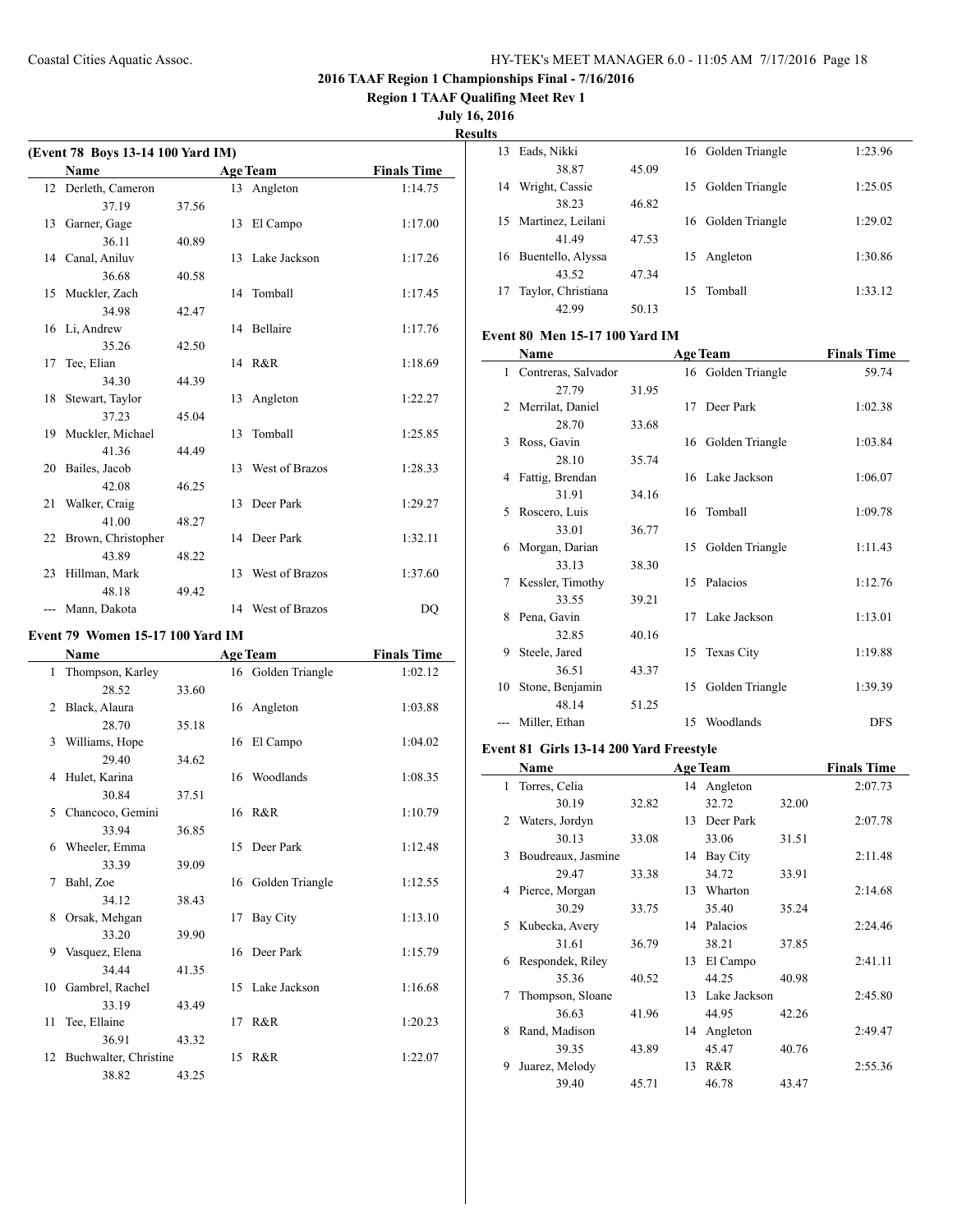**2016 TAAF Region 1 Championships Final - 7/16/2016**

**Region 1 TAAF Qualifing Meet Rev 1**

**July 16, 2016**

**Results**

### (Event 78 Boys 13-14 100 Yard IM)

| | Name | Age | Team | Finals Time |
|---|---|---|---|---|
| 12 | Derleth, Cameron | 13 | Angleton | 1:14.75 |
| | 37.19 37.56 | | | |
| 13 | Garner, Gage | 13 | El Campo | 1:17.00 |
| | 36.11 40.89 | | | |
| 14 | Canal, Aniluv | 13 | Lake Jackson | 1:17.26 |
| | 36.68 40.58 | | | |
| 15 | Muckler, Zach | 14 | Tomball | 1:17.45 |
| | 34.98 42.47 | | | |
| 16 | Li, Andrew | 14 | Bellaire | 1:17.76 |
| | 35.26 42.50 | | | |
| 17 | Tee, Elian | 14 | R&R | 1:18.69 |
| | 34.30 44.39 | | | |
| 18 | Stewart, Taylor | 13 | Angleton | 1:22.27 |
| | 37.23 45.04 | | | |
| 19 | Muckler, Michael | 13 | Tomball | 1:25.85 |
| | 41.36 44.49 | | | |
| 20 | Bailes, Jacob | 13 | West of Brazos | 1:28.33 |
| | 42.08 46.25 | | | |
| 21 | Walker, Craig | 13 | Deer Park | 1:29.27 |
| | 41.00 48.27 | | | |
| 22 | Brown, Christopher | 14 | Deer Park | 1:32.11 |
| | 43.89 48.22 | | | |
| 23 | Hillman, Mark | 13 | West of Brazos | 1:37.60 |
| | 48.18 49.42 | | | |
| --- | Mann, Dakota | 14 | West of Brazos | DQ |

### Event 79 Women 15-17 100 Yard IM

| | Name | Age | Team | Finals Time |
|---|---|---|---|---|
| 1 | Thompson, Karley | 16 | Golden Triangle | 1:02.12 |
| | 28.52 33.60 | | | |
| 2 | Black, Alaura | 16 | Angleton | 1:03.88 |
| | 28.70 35.18 | | | |
| 3 | Williams, Hope | 16 | El Campo | 1:04.02 |
| | 29.40 34.62 | | | |
| 4 | Hulet, Karina | 16 | Woodlands | 1:08.35 |
| | 30.84 37.51 | | | |
| 5 | Chancoco, Gemini | 16 | R&R | 1:10.79 |
| | 33.94 36.85 | | | |
| 6 | Wheeler, Emma | 15 | Deer Park | 1:12.48 |
| | 33.39 39.09 | | | |
| 7 | Bahl, Zoe | 16 | Golden Triangle | 1:12.55 |
| | 34.12 38.43 | | | |
| 8 | Orsak, Mehgan | 17 | Bay City | 1:13.10 |
| | 33.20 39.90 | | | |
| 9 | Vasquez, Elena | 16 | Deer Park | 1:15.79 |
| | 34.44 41.35 | | | |
| 10 | Gambrel, Rachel | 15 | Lake Jackson | 1:16.68 |
| | 33.19 43.49 | | | |
| 11 | Tee, Ellaine | 17 | R&R | 1:20.23 |
| | 36.91 43.32 | | | |
| 12 | Buchwalter, Christine | 15 | R&R | 1:22.07 |
| | 38.82 43.25 | | | |
| 13 | Eads, Nikki | 16 | Golden Triangle | 1:23.96 |
| | 38.87 45.09 | | | |
| 14 | Wright, Cassie | 15 | Golden Triangle | 1:25.05 |
| | 38.23 46.82 | | | |
| 15 | Martinez, Leilani | 16 | Golden Triangle | 1:29.02 |
| | 41.49 47.53 | | | |
| 16 | Buentello, Alyssa | 15 | Angleton | 1:30.86 |
| | 43.52 47.34 | | | |
| 17 | Taylor, Christiana | 15 | Tomball | 1:33.12 |
| | 42.99 50.13 | | | |

### Event 80 Men 15-17 100 Yard IM

| | Name | Age | Team | Finals Time |
|---|---|---|---|---|
| 1 | Contreras, Salvador | 16 | Golden Triangle | 59.74 |
| | 27.79 31.95 | | | |
| 2 | Merrilat, Daniel | 17 | Deer Park | 1:02.38 |
| | 28.70 33.68 | | | |
| 3 | Ross, Gavin | 16 | Golden Triangle | 1:03.84 |
| | 28.10 35.74 | | | |
| 4 | Fattig, Brendan | 16 | Lake Jackson | 1:06.07 |
| | 31.91 34.16 | | | |
| 5 | Roscero, Luis | 16 | Tomball | 1:09.78 |
| | 33.01 36.77 | | | |
| 6 | Morgan, Darian | 15 | Golden Triangle | 1:11.43 |
| | 33.13 38.30 | | | |
| 7 | Kessler, Timothy | 15 | Palacios | 1:12.76 |
| | 33.55 39.21 | | | |
| 8 | Pena, Gavin | 17 | Lake Jackson | 1:13.01 |
| | 32.85 40.16 | | | |
| 9 | Steele, Jared | 15 | Texas City | 1:19.88 |
| | 36.51 43.37 | | | |
| 10 | Stone, Benjamin | 15 | Golden Triangle | 1:39.39 |
| | 48.14 51.25 | | | |
| --- | Miller, Ethan | 15 | Woodlands | DFS |

### Event 81 Girls 13-14 200 Yard Freestyle

| | Name | Age | Team | Finals Time |
|---|---|---|---|---|
| 1 | Torres, Celia | 14 | Angleton | 2:07.73 |
| | 30.19 32.82 | | 32.72 32.00 | |
| 2 | Waters, Jordyn | 13 | Deer Park | 2:07.78 |
| | 30.13 33.08 | | 33.06 31.51 | |
| 3 | Boudreaux, Jasmine | 14 | Bay City | 2:11.48 |
| | 29.47 33.38 | | 34.72 33.91 | |
| 4 | Pierce, Morgan | 13 | Wharton | 2:14.68 |
| | 30.29 33.75 | | 35.40 35.24 | |
| 5 | Kubecka, Avery | 14 | Palacios | 2:24.46 |
| | 31.61 36.79 | | 38.21 37.85 | |
| 6 | Respondek, Riley | 13 | El Campo | 2:41.11 |
| | 35.36 40.52 | | 44.25 40.98 | |
| 7 | Thompson, Sloane | 13 | Lake Jackson | 2:45.80 |
| | 36.63 41.96 | | 44.95 42.26 | |
| 8 | Rand, Madison | 14 | Angleton | 2:49.47 |
| | 39.35 43.89 | | 45.47 40.76 | |
| 9 | Juarez, Melody | 13 | R&R | 2:55.36 |
| | 39.40 45.71 | | 46.78 43.47 | |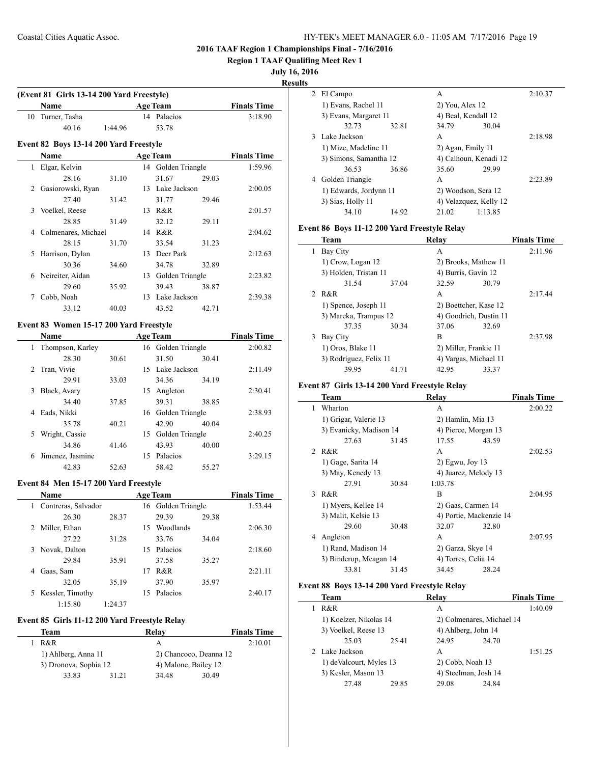# 2016 TAAF Region 1 Championships Final - 7/16/2016

**Region 1 TAAF Qualifing Meet Rev 1**

**July 16, 2016**

**Results**

### (Event 81 Girls 13-14 200 Yard Freestyle)

| | Name | Age | Team | Finals Time |
|---|---|---|---|---|
| 10 | Turner, Tasha | 14 | Palacios | 3:18.90 |
| | 40.16 1:44.96 53.78 | | | |

### Event 82 Boys 13-14 200 Yard Freestyle

| | Name | Age | Team | Finals Time |
|---|---|---|---|---|
| 1 | Elgar, Kelvin | 14 | Golden Triangle | 1:59.96 |
| | 28.16 31.10 31.67 29.03 | | | |
| 2 | Gasiorowski, Ryan | 13 | Lake Jackson | 2:00.05 |
| | 27.40 31.42 31.77 29.46 | | | |
| 3 | Voelkel, Reese | 13 | R&R | 2:01.57 |
| | 28.85 31.49 32.12 29.11 | | | |
| 4 | Colmenares, Michael | 14 | R&R | 2:04.62 |
| | 28.15 31.70 33.54 31.23 | | | |
| 5 | Harrison, Dylan | 13 | Deer Park | 2:12.63 |
| | 30.36 34.60 34.78 32.89 | | | |
| 6 | Neireiter, Aidan | 13 | Golden Triangle | 2:23.82 |
| | 29.60 35.92 39.43 38.87 | | | |
| 7 | Cobb, Noah | 13 | Lake Jackson | 2:39.38 |
| | 33.12 40.03 43.52 42.71 | | | |

### Event 83 Women 15-17 200 Yard Freestyle

| | Name | Age | Team | Finals Time |
|---|---|---|---|---|
| 1 | Thompson, Karley | 16 | Golden Triangle | 2:00.82 |
| | 28.30 30.61 31.50 30.41 | | | |
| 2 | Tran, Vivie | 15 | Lake Jackson | 2:11.49 |
| | 29.91 33.03 34.36 34.19 | | | |
| 3 | Black, Avary | 15 | Angleton | 2:30.41 |
| | 34.40 37.85 39.31 38.85 | | | |
| 4 | Eads, Nikki | 16 | Golden Triangle | 2:38.93 |
| | 35.78 40.21 42.90 40.04 | | | |
| 5 | Wright, Cassie | 15 | Golden Triangle | 2:40.25 |
| | 34.86 41.46 43.93 40.00 | | | |
| 6 | Jimenez, Jasmine | 15 | Palacios | 3:29.15 |
| | 42.83 52.63 58.42 55.27 | | | |

### Event 84 Men 15-17 200 Yard Freestyle

| | Name | Age | Team | Finals Time |
|---|---|---|---|---|
| 1 | Contreras, Salvador | 16 | Golden Triangle | 1:53.44 |
| | 26.30 28.37 29.39 29.38 | | | |
| 2 | Miller, Ethan | 15 | Woodlands | 2:06.30 |
| | 27.22 31.28 33.76 34.04 | | | |
| 3 | Novak, Dalton | 15 | Palacios | 2:18.60 |
| | 29.84 35.91 37.58 35.27 | | | |
| 4 | Gaas, Sam | 17 | R&R | 2:21.11 |
| | 32.05 35.19 37.90 35.97 | | | |
| 5 | Kessler, Timothy | 15 | Palacios | 2:40.17 |
| | 1:15.80 1:24.37 | | | |

### Event 85 Girls 11-12 200 Yard Freestyle Relay

| | Team | Relay | Finals Time |
|---|---|---|---|
| 1 | R&R | A | 2:10.01 |
| | 1) Ahlberg, Anna 11 | 2) Chancoco, Deanna 12 | |
| | 3) Dronova, Sophia 12 | 4) Malone, Bailey 12 | |
| | 33.83 31.21 | 34.48 30.49 | |
| 2 | El Campo | A | 2:10.37 |
| | 1) Evans, Rachel 11 | 2) You, Alex 12 | |
| | 3) Evans, Margaret 11 | 4) Beal, Kendall 12 | |
| | 32.73 32.81 | 34.79 30.04 | |
| 3 | Lake Jackson | A | 2:18.98 |
| | 1) Mize, Madeline 11 | 2) Agan, Emily 11 | |
| | 3) Simons, Samantha 12 | 4) Calhoun, Kenadi 12 | |
| | 36.53 36.86 | 35.60 29.99 | |
| 4 | Golden Triangle | A | 2:23.89 |
| | 1) Edwards, Jordynn 11 | 2) Woodson, Sera 12 | |
| | 3) Sias, Holly 11 | 4) Velazquez, Kelly 12 | |
| | 34.10 14.92 | 21.02 1:13.85 | |

### Event 86 Boys 11-12 200 Yard Freestyle Relay

| | Team | Relay | Finals Time |
|---|---|---|---|
| 1 | Bay City | A | 2:11.96 |
| | 1) Crow, Logan 12 | 2) Brooks, Mathew 11 | |
| | 3) Holden, Tristan 11 | 4) Burris, Gavin 12 | |
| | 31.54 37.04 | 32.59 30.79 | |
| 2 | R&R | A | 2:17.44 |
| | 1) Spence, Joseph 11 | 2) Boettcher, Kase 12 | |
| | 3) Mareka, Trampus 12 | 4) Goodrich, Dustin 11 | |
| | 37.35 30.34 | 37.06 32.69 | |
| 3 | Bay City | B | 2:37.98 |
| | 1) Oros, Blake 11 | 2) Miller, Frankie 11 | |
| | 3) Rodriguez, Felix 11 | 4) Vargas, Michael 11 | |
| | 39.95 41.71 | 42.95 33.37 | |

### Event 87 Girls 13-14 200 Yard Freestyle Relay

| | Team | Relay | Finals Time |
|---|---|---|---|
| 1 | Wharton | A | 2:00.22 |
| | 1) Grigar, Valerie 13 | 2) Hamlin, Mia 13 | |
| | 3) Evanicky, Madison 14 | 4) Pierce, Morgan 13 | |
| | 27.63 31.45 | 17.55 43.59 | |
| 2 | R&R | A | 2:02.53 |
| | 1) Gage, Sarita 14 | 2) Egwu, Joy 13 | |
| | 3) May, Kenedy 13 | 4) Juarez, Melody 13 | |
| | 27.91 30.84 | 1:03.78 | |
| 3 | R&R | B | 2:04.95 |
| | 1) Myers, Kellee 14 | 2) Gaas, Carmen 14 | |
| | 3) Malit, Kelsie 13 | 4) Portie, Mackenzie 14 | |
| | 29.60 30.48 | 32.07 32.80 | |
| 4 | Angleton | A | 2:07.95 |
| | 1) Rand, Madison 14 | 2) Garza, Skye 14 | |
| | 3) Binderup, Meagan 14 | 4) Torres, Celia 14 | |
| | 33.81 31.45 | 34.45 28.24 | |

### Event 88 Boys 13-14 200 Yard Freestyle Relay

| | Team | Relay | Finals Time |
|---|---|---|---|
| 1 | R&R | A | 1:40.09 |
| | 1) Koelzer, Nikolas 14 | 2) Colmenares, Michael 14 | |
| | 3) Voelkel, Reese 13 | 4) Ahlberg, John 14 | |
| | 25.03 25.41 | 24.95 24.70 | |
| 2 | Lake Jackson | A | 1:51.25 |
| | 1) deValcourt, Myles 13 | 2) Cobb, Noah 13 | |
| | 3) Kesler, Mason 13 | 4) Steelman, Josh 14 | |
| | 27.48 29.85 | 29.08 24.84 | |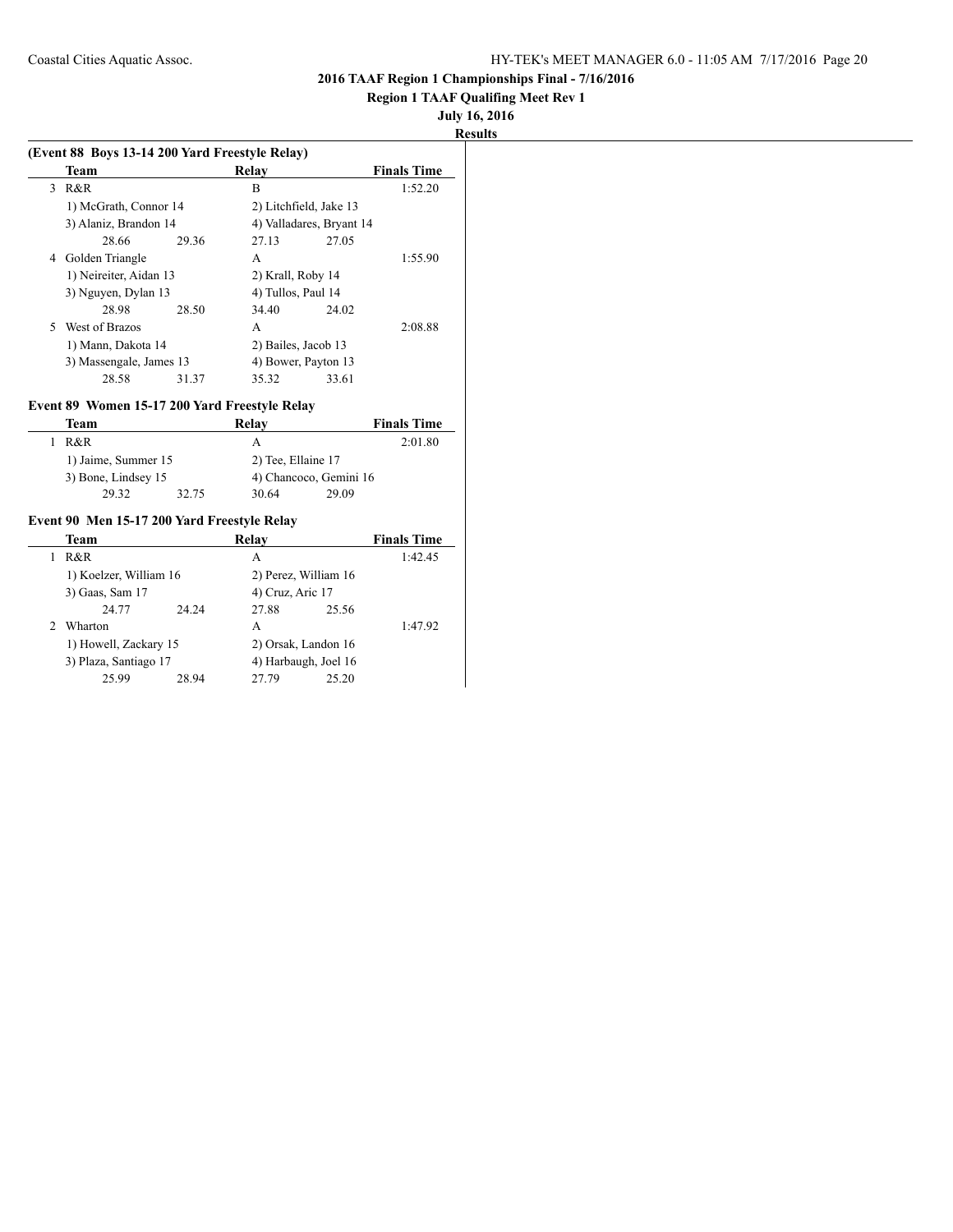# 2016 TAAF Region 1 Championships Final - 7/16/2016

**Region 1 TAAF Qualifing Meet Rev 1**

**July 16, 2016**

**Results**

**(Event 88 Boys 13-14 200 Yard Freestyle Relay)**

| | Team | Relay | Finals Time |
|---|---|---|---|
| 3 | R&R | B | 1:52.20 |
| | 1) McGrath, Connor 14 | 2) Litchfield, Jake 13 | |
| | 3) Alaniz, Brandon 14 | 4) Valladares, Bryant 14 | |
| | 28.66 29.36 | 27.13 27.05 | |
| 4 | Golden Triangle | A | 1:55.90 |
| | 1) Neireiter, Aidan 13 | 2) Krall, Roby 14 | |
| | 3) Nguyen, Dylan 13 | 4) Tullos, Paul 14 | |
| | 28.98 28.50 | 34.40 24.02 | |
| 5 | West of Brazos | A | 2:08.88 |
| | 1) Mann, Dakota 14 | 2) Bailes, Jacob 13 | |
| | 3) Massengale, James 13 | 4) Bower, Payton 13 | |
| | 28.58 31.37 | 35.32 33.61 | |

**Event 89 Women 15-17 200 Yard Freestyle Relay**

| | Team | Relay | Finals Time |
|---|---|---|---|
| 1 | R&R | A | 2:01.80 |
| | 1) Jaime, Summer 15 | 2) Tee, Ellaine 17 | |
| | 3) Bone, Lindsey 15 | 4) Chancoco, Gemini 16 | |
| | 29.32 32.75 | 30.64 29.09 | |

**Event 90 Men 15-17 200 Yard Freestyle Relay**

| | Team | Relay | Finals Time |
|---|---|---|---|
| 1 | R&R | A | 1:42.45 |
| | 1) Koelzer, William 16 | 2) Perez, William 16 | |
| | 3) Gaas, Sam 17 | 4) Cruz, Aric 17 | |
| | 24.77 24.24 | 27.88 25.56 | |
| 2 | Wharton | A | 1:47.92 |
| | 1) Howell, Zackary 15 | 2) Orsak, Landon 16 | |
| | 3) Plaza, Santiago 17 | 4) Harbaugh, Joel 16 | |
| | 25.99 28.94 | 27.79 25.20 | |